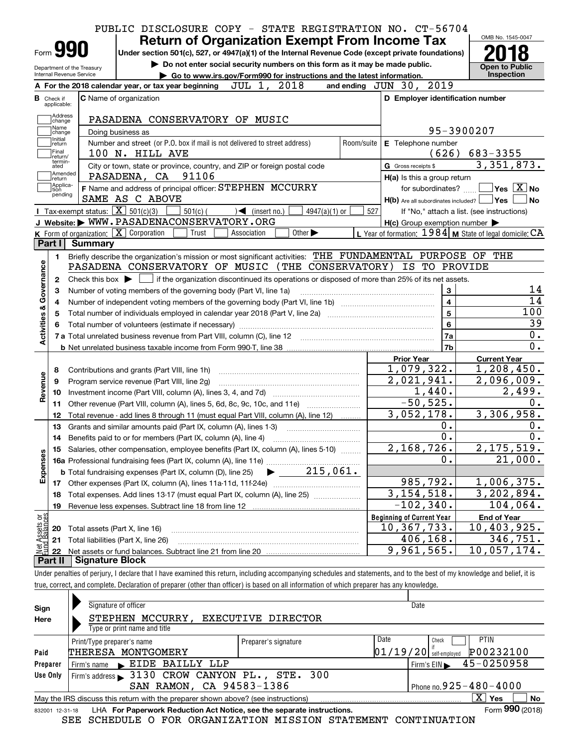PUBLIC DISCLOSURE COPY - STATE REGISTRATION NO. CT-56704

# Form 990 — Return of Organization Exempt From Income Tax (2018)

Under section 501(c), 527, or 4947(a)(1) of the Internal Revenue Code (except private foundations)

▶ Do not enter social security numbers on this form as it may be made public.

▶ Go to www.irs.gov/Form990 for instructions and the latest information.

Department of the Treasury, Internal Revenue Service

OMB No. 1545-0047 — Open to Public Inspection

**A** For the 2018 calendar year, or tax year beginning JUL 1, 2018 and ending JUN 30, 2019

**B** Check if applicable: Address change, Name change, Initial return, Final return/terminated, Amended return, Application pending

**C** Name of organization: PASADENA CONSERVATORY OF MUSIC

Doing business as

Number and street (or P.O. box if mail is not delivered to street address): 100 N. HILL AVE — Room/suite

City or town, state or province, country, and ZIP or foreign postal code: PASADENA, CA 91106

**D** Employer identification number: 95-3900207

**E** Telephone number: (626) 683-3355

**G** Gross receipts $ 3,351,873.

**F** Name and address of principal officer: STEPHEN MCCURRY, SAME AS C ABOVE

**H(a)** Is this a group return for subordinates? Yes [ ] No [X]

**H(b)** Are all subordinates included? Yes [ ] No [ ] — If "No," attach a list. (see instructions)

**H(c)** Group exemption number ▶

**I** Tax-exempt status: [X] 501(c)(3) [ ] 501(c) ( ) ◀ (insert no.) [ ] 4947(a)(1) or [ ] 527

**J** Website: ▶ WWW.PASADENACONSERVATORY.ORG

**K** Form of organization: [X] Corporation [ ] Trust [ ] Association [ ] Other ▶

**L** Year of formation: 1984 **M** State of legal domicile: CA

## Part I Summary

**Activities & Governance**

1 Briefly describe the organization's mission or most significant activities: THE FUNDAMENTAL PURPOSE OF THE PASADENA CONSERVATORY OF MUSIC (THE CONSERVATORY) IS TO PROVIDE

2 Check this box ▶ [ ] if the organization discontinued its operations or disposed of more than 25% of its net assets.

| Line | Description | No. | Value |
|---|---|---|---|
| 3 | Number of voting members of the governing body (Part VI, line 1a) | 3 | 14 |
| 4 | Number of independent voting members of the governing body (Part VI, line 1b) | 4 | 14 |
| 5 | Total number of individuals employed in calendar year 2018 (Part V, line 2a) | 5 | 100 |
| 6 | Total number of volunteers (estimate if necessary) | 6 | 39 |
| 7a | Total unrelated business revenue from Part VIII, column (C), line 12 | 7a | 0. |
| 7b | Net unrelated business taxable income from Form 990-T, line 38 | 7b | 0. |

| Line | Description | Prior Year | Current Year |
|---|---|---|---|
| **Revenue** | | | |
| 8 | Contributions and grants (Part VIII, line 1h) | 1,079,322. | 1,208,450. |
| 9 | Program service revenue (Part VIII, line 2g) | 2,021,941. | 2,096,009. |
| 10 | Investment income (Part VIII, column (A), lines 3, 4, and 7d) | 1,440. | 2,499. |
| 11 | Other revenue (Part VIII, column (A), lines 5, 6d, 8c, 9c, 10c, and 11e) | -50,525. | 0. |
| 12 | Total revenue - add lines 8 through 11 (must equal Part VIII, column (A), line 12) | 3,052,178. | 3,306,958. |
| **Expenses** | | | |
| 13 | Grants and similar amounts paid (Part IX, column (A), lines 1-3) | 0. | 0. |
| 14 | Benefits paid to or for members (Part IX, column (A), line 4) | 0. | 0. |
| 15 | Salaries, other compensation, employee benefits (Part IX, column (A), lines 5-10) | 2,168,726. | 2,175,519. |
| 16a | Professional fundraising fees (Part IX, column (A), line 11e) | 0. | 21,000. |
| b | Total fundraising expenses (Part IX, column (D), line 25) ▶ 215,061. | | |
| 17 | Other expenses (Part IX, column (A), lines 11a-11d, 11f-24e) | 985,792. | 1,006,375. |
| 18 | Total expenses. Add lines 13-17 (must equal Part IX, column (A), line 25) | 3,154,518. | 3,202,894. |
| 19 | Revenue less expenses. Subtract line 18 from line 12 | -102,340. | 104,064. |

| Line | Net Assets or Fund Balances | Beginning of Current Year | End of Year |
|---|---|---|---|
| 20 | Total assets (Part X, line 16) | 10,367,733. | 10,403,925. |
| 21 | Total liabilities (Part X, line 26) | 406,168. | 346,751. |
| 22 | Net assets or fund balances. Subtract line 21 from line 20 | 9,961,565. | 10,057,174. |

## Part II Signature Block

Under penalties of perjury, I declare that I have examined this return, including accompanying schedules and statements, and to the best of my knowledge and belief, it is true, correct, and complete. Declaration of preparer (other than officer) is based on all information of which preparer has any knowledge.

**Sign Here**

Signature of officer — Date

STEPHEN MCCURRY, EXECUTIVE DIRECTOR

Type or print name and title

**Paid Preparer Use Only**

| Print/Type preparer's name | Preparer's signature | Date | Check if self-employed | PTIN |
|---|---|---|---|---|
| THERESA MONTGOMERY | | 01/19/20 | [ ] | P00232100 |

Firm's name ▶ EIDE BAILLY LLP — Firm's EIN ▶ 45-0250958

Firm's address ▶ 3130 CROW CANYON PL., STE. 300, SAN RAMON, CA 94583-1386 — Phone no. 925-480-4000

May the IRS discuss this return with the preparer shown above? (see instructions) [X] Yes [ ] No

832001 12-31-18 LHA For Paperwork Reduction Act Notice, see the separate instructions. Form 990 (2018)

SEE SCHEDULE O FOR ORGANIZATION MISSION STATEMENT CONTINUATION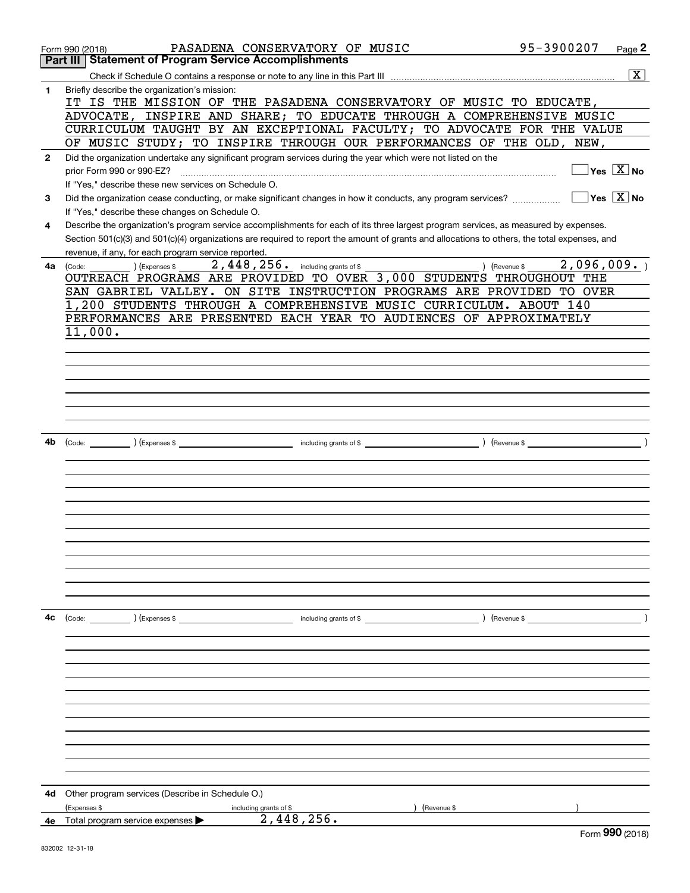Form 990 (2018) PASADENA CONSERVATORY OF MUSIC 95-3900207 Page 2

## Part III Statement of Program Service Accomplishments

Check if Schedule O contains a response or note to any line in this Part III .......... [X]

**1** Briefly describe the organization's mission:

IT IS THE MISSION OF THE PASADENA CONSERVATORY OF MUSIC TO EDUCATE, ADVOCATE, INSPIRE AND SHARE; TO EDUCATE THROUGH A COMPREHENSIVE MUSIC CURRICULUM TAUGHT BY AN EXCEPTIONAL FACULTY; TO ADVOCATE FOR THE VALUE OF MUSIC STUDY; TO INSPIRE THROUGH OUR PERFORMANCES OF THE OLD, NEW,

**2** Did the organization undertake any significant program services during the year which were not listed on the prior Form 990 or 990-EZ? .......... [ ] Yes [X] No

If "Yes," describe these new services on Schedule O.

**3** Did the organization cease conducting, or make significant changes in how it conducts, any program services? .......... [ ] Yes [X] No

If "Yes," describe these changes on Schedule O.

**4** Describe the organization's program service accomplishments for each of its three largest program services, as measured by expenses. Section 501(c)(3) and 501(c)(4) organizations are required to report the amount of grants and allocations to others, the total expenses, and revenue, if any, for each program service reported.

**4a** (Code: ) (Expenses $ 2,448,256. including grants of $ ) (Revenue $ 2,096,009. )

OUTREACH PROGRAMS ARE PROVIDED TO OVER 3,000 STUDENTS THROUGHOUT THE SAN GABRIEL VALLEY. ON SITE INSTRUCTION PROGRAMS ARE PROVIDED TO OVER 1,200 STUDENTS THROUGH A COMPREHENSIVE MUSIC CURRICULUM. ABOUT 140 PERFORMANCES ARE PRESENTED EACH YEAR TO AUDIENCES OF APPROXIMATELY 11,000.

**4b** (Code: ) (Expenses $ including grants of $ ) (Revenue $ )

**4c** (Code: ) (Expenses $ including grants of $ ) (Revenue $ )

**4d** Other program services (Describe in Schedule O.)

(Expenses $ including grants of $ ) (Revenue $ )

**4e** Total program services expenses ▶ 2,448,256.

Form 990 (2018)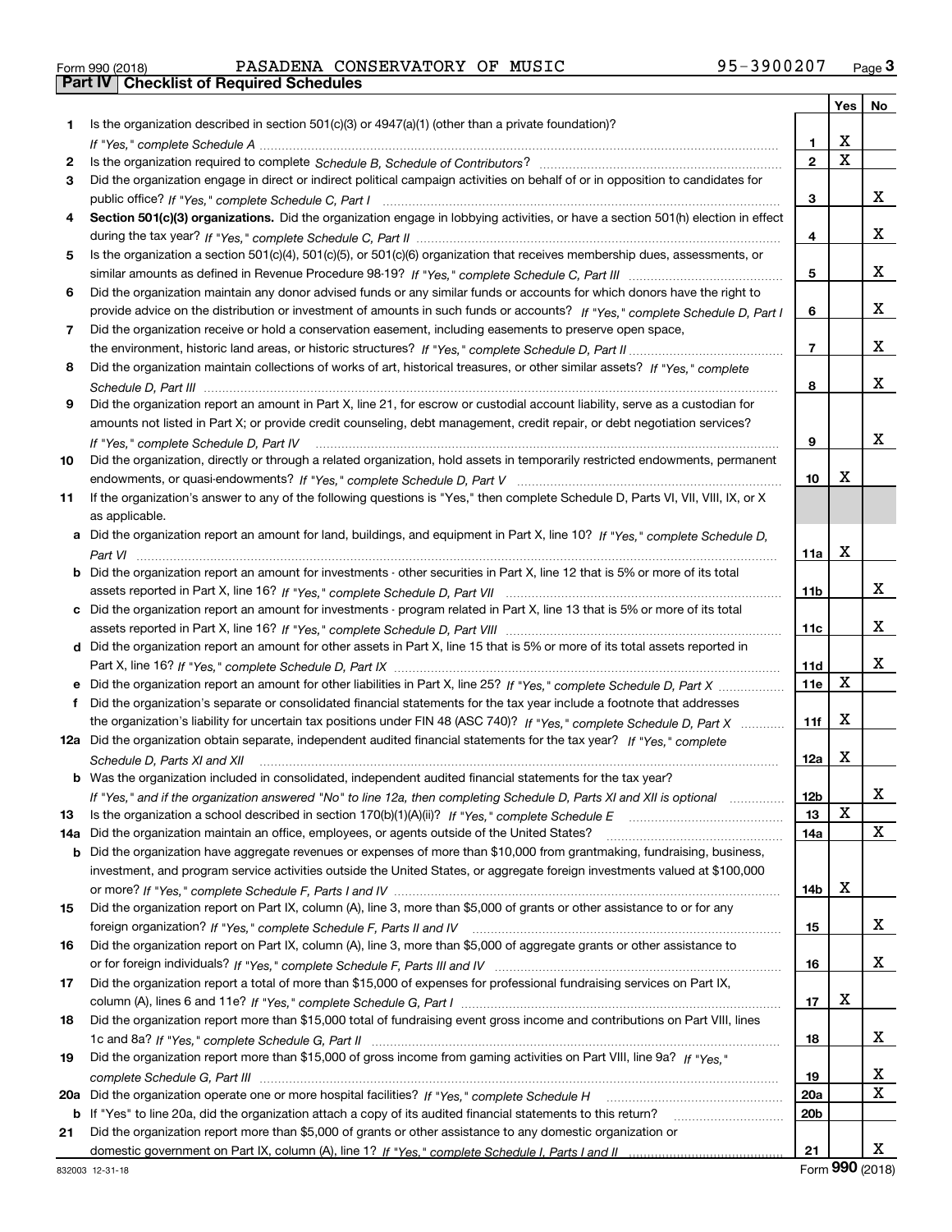Form 990 (2018) PASADENA CONSERVATORY OF MUSIC 95-3900207

## Part IV | Checklist of Required Schedules

| | | | Yes | No |
|---|---|---|---|---|
| 1 | Is the organization described in section 501(c)(3) or 4947(a)(1) (other than a private foundation)? *If "Yes," complete Schedule A* | 1 | X | |
| 2 | Is the organization required to complete *Schedule B, Schedule of Contributors*? | 2 | X | |
| 3 | Did the organization engage in direct or indirect political campaign activities on behalf of or in opposition to candidates for public office? *If "Yes," complete Schedule C, Part I* | 3 | | X |
| 4 | **Section 501(c)(3) organizations.** Did the organization engage in lobbying activities, or have a section 501(h) election in effect during the tax year? *If "Yes," complete Schedule C, Part II* | 4 | | X |
| 5 | Is the organization a section 501(c)(4), 501(c)(5), or 501(c)(6) organization that receives membership dues, assessments, or similar amounts as defined in Revenue Procedure 98-19? *If "Yes," complete Schedule C, Part III* | 5 | | X |
| 6 | Did the organization maintain any donor advised funds or any similar funds or accounts for which donors have the right to provide advice on the distribution or investment of amounts in such funds or accounts? *If "Yes," complete Schedule D, Part I* | 6 | | X |
| 7 | Did the organization receive or hold a conservation easement, including easements to preserve open space, the environment, historic land areas, or historic structures? *If "Yes," complete Schedule D, Part II* | 7 | | X |
| 8 | Did the organization maintain collections of works of art, historical treasures, or other similar assets? *If "Yes," complete Schedule D, Part III* | 8 | | X |
| 9 | Did the organization report an amount in Part X, line 21, for escrow or custodial account liability, serve as a custodian for amounts not listed in Part X; or provide credit counseling, debt management, credit repair, or debt negotiation services? *If "Yes," complete Schedule D, Part IV* | 9 | | X |
| 10 | Did the organization, directly or through a related organization, hold assets in temporarily restricted endowments, permanent endowments, or quasi-endowments? *If "Yes," complete Schedule D, Part V* | 10 | X | |
| 11 | If the organization's answer to any of the following questions is "Yes," then complete Schedule D, Parts VI, VII, VIII, IX, or X as applicable. | | | |
| a | Did the organization report an amount for land, buildings, and equipment in Part X, line 10? *If "Yes," complete Schedule D, Part VI* | 11a | X | |
| b | Did the organization report an amount for investments - other securities in Part X, line 12 that is 5% or more of its total assets reported in Part X, line 16? *If "Yes," complete Schedule D, Part VII* | 11b | | X |
| c | Did the organization report an amount for investments - program related in Part X, line 13 that is 5% or more of its total assets reported in Part X, line 16? *If "Yes," complete Schedule D, Part VIII* | 11c | | X |
| d | Did the organization report an amount for other assets in Part X, line 15 that is 5% or more of its total assets reported in Part X, line 16? *If "Yes," complete Schedule D, Part IX* | 11d | | X |
| e | Did the organization report an amount for other liabilities in Part X, line 25? *If "Yes," complete Schedule D, Part X* | 11e | X | |
| f | Did the organization's separate or consolidated financial statements for the tax year include a footnote that addresses the organization's liability for uncertain tax positions under FIN 48 (ASC 740)? *If "Yes," complete Schedule D, Part X* | 11f | X | |
| 12a | Did the organization obtain separate, independent audited financial statements for the tax year? *If "Yes," complete Schedule D, Parts XI and XII* | 12a | X | |
| b | Was the organization included in consolidated, independent audited financial statements for the tax year? *If "Yes," and if the organization answered "No" to line 12a, then completing Schedule D, Parts XI and XII is optional* | 12b | | X |
| 13 | Is the organization a school described in section 170(b)(1)(A)(ii)? *If "Yes," complete Schedule E* | 13 | X | |
| 14a | Did the organization maintain an office, employees, or agents outside of the United States? | 14a | | X |
| b | Did the organization have aggregate revenues or expenses of more than $10,000 from grantmaking, fundraising, business, investment, and program service activities outside the United States, or aggregate foreign investments valued at $100,000 or more? *If "Yes," complete Schedule F, Parts I and IV* | 14b | X | |
| 15 | Did the organization report on Part IX, column (A), line 3, more than $5,000 of grants or other assistance to or for any foreign organization? *If "Yes," complete Schedule F, Parts II and IV* | 15 | | X |
| 16 | Did the organization report on Part IX, column (A), line 3, more than $5,000 of aggregate grants or other assistance to or for foreign individuals? *If "Yes," complete Schedule F, Parts III and IV* | 16 | | X |
| 17 | Did the organization report a total of more than $15,000 of expenses for professional fundraising services on Part IX, column (A), lines 6 and 11e? *If "Yes," complete Schedule G, Part I* | 17 | X | |
| 18 | Did the organization report more than $15,000 total of fundraising event gross income and contributions on Part VIII, lines 1c and 8a? *If "Yes," complete Schedule G, Part II* | 18 | | X |
| 19 | Did the organization report more than $15,000 of gross income from gaming activities on Part VIII, line 9a? *If "Yes," complete Schedule G, Part III* | 19 | | X |
| 20a | Did the organization operate one or more hospital facilities? *If "Yes," complete Schedule H* | 20a | | X |
| b | If "Yes" to line 20a, did the organization attach a copy of its audited financial statements to this return? | 20b | | |
| 21 | Did the organization report more than $5,000 of grants or other assistance to any domestic organization or domestic government on Part IX, column (A), line 1? *If "Yes," complete Schedule I, Parts I and II* | 21 | | X |

832003 12-31-18 Form **990** (2018)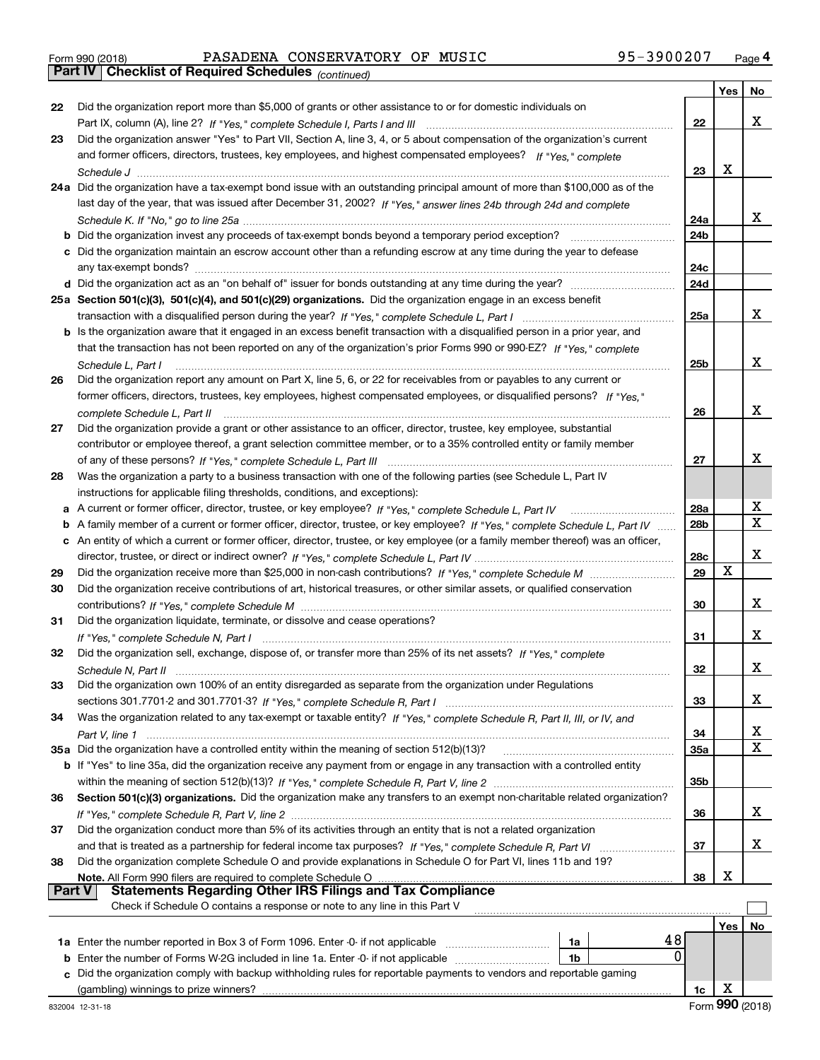Form 990 (2018) PASADENA CONSERVATORY OF MUSIC 95-3900207 Page 4

**Part IV | Checklist of Required Schedules** *(continued)*

| | | | Yes | No |
|---|---|---|---|---|
| 22 | Did the organization report more than $5,000 of grants or other assistance to or for domestic individuals on Part IX, column (A), line 2? *If "Yes," complete Schedule I, Parts I and III* | 22 | | X |
| 23 | Did the organization answer "Yes" to Part VII, Section A, line 3, 4, or 5 about compensation of the organization's current and former officers, directors, trustees, key employees, and highest compensated employees? *If "Yes," complete Schedule J* | 23 | X | |
| 24a | Did the organization have a tax-exempt bond issue with an outstanding principal amount of more than $100,000 as of the last day of the year, that was issued after December 31, 2002? *If "Yes," answer lines 24b through 24d and complete Schedule K. If "No," go to line 25a* | 24a | | X |
| b | Did the organization invest any proceeds of tax-exempt bonds beyond a temporary period exception? | 24b | | |
| c | Did the organization maintain an escrow account other than a refunding escrow at any time during the year to defease any tax-exempt bonds? | 24c | | |
| d | Did the organization act as an "on behalf of" issuer for bonds outstanding at any time during the year? | 24d | | |
| 25a | **Section 501(c)(3), 501(c)(4), and 501(c)(29) organizations.** Did the organization engage in an excess benefit transaction with a disqualified person during the year? *If "Yes," complete Schedule L, Part I* | 25a | | X |
| b | Is the organization aware that it engaged in an excess benefit transaction with a disqualified person in a prior year, and that the transaction has not been reported on any of the organization's prior Forms 990 or 990-EZ? *If "Yes," complete Schedule L, Part I* | 25b | | X |
| 26 | Did the organization report any amount on Part X, line 5, 6, or 22 for receivables from or payables to any current or former officers, directors, trustees, key employees, highest compensated employees, or disqualified persons? *If "Yes," complete Schedule L, Part II* | 26 | | X |
| 27 | Did the organization provide a grant or other assistance to an officer, director, trustee, key employee, substantial contributor or employee thereof, a grant selection committee member, or to a 35% controlled entity or family member of any of these persons? *If "Yes," complete Schedule L, Part III* | 27 | | X |
| 28 | Was the organization a party to a business transaction with one of the following parties (see Schedule L, Part IV instructions for applicable filing thresholds, conditions, and exceptions): | | | |
| a | A current or former officer, director, trustee, or key employee? *If "Yes," complete Schedule L, Part IV* | 28a | | X |
| b | A family member of a current or former officer, director, trustee, or key employee? *If "Yes," complete Schedule L, Part IV* | 28b | | X |
| c | An entity of which a current or former officer, director, trustee, or key employee (or a family member thereof) was an officer, director, trustee, or direct or indirect owner? *If "Yes," complete Schedule L, Part IV* | 28c | | X |
| 29 | Did the organization receive more than $25,000 in non-cash contributions? *If "Yes," complete Schedule M* | 29 | X | |
| 30 | Did the organization receive contributions of art, historical treasures, or other similar assets, or qualified conservation contributions? *If "Yes," complete Schedule M* | 30 | | X |
| 31 | Did the organization liquidate, terminate, or dissolve and cease operations? *If "Yes," complete Schedule N, Part I* | 31 | | X |
| 32 | Did the organization sell, exchange, dispose of, or transfer more than 25% of its net assets? *If "Yes," complete Schedule N, Part II* | 32 | | X |
| 33 | Did the organization own 100% of an entity disregarded as separate from the organization under Regulations sections 301.7701-2 and 301.7701-3? *If "Yes," complete Schedule R, Part I* | 33 | | X |
| 34 | Was the organization related to any tax-exempt or taxable entity? *If "Yes," complete Schedule R, Part II, III, or IV, and Part V, line 1* | 34 | | X |
| 35a | Did the organization have a controlled entity within the meaning of section 512(b)(13)? | 35a | | X |
| b | If "Yes" to line 35a, did the organization receive any payment from or engage in any transaction with a controlled entity within the meaning of section 512(b)(13)? *If "Yes," complete Schedule R, Part V, line 2* | 35b | | |
| 36 | **Section 501(c)(3) organizations.** Did the organization make any transfers to an exempt non-charitable related organization? *If "Yes," complete Schedule R, Part V, line 2* | 36 | | X |
| 37 | Did the organization conduct more than 5% of its activities through an entity that is not a related organization and that is treated as a partnership for federal income tax purposes? *If "Yes," complete Schedule R, Part VI* | 37 | | X |
| 38 | Did the organization complete Schedule O and provide explanations in Schedule O for Part VI, lines 11b and 19? **Note.** All Form 990 filers are required to complete Schedule O | 38 | X | |

**Part V | Statements Regarding Other IRS Filings and Tax Compliance**

Check if Schedule O contains a response or note to any line in this Part V ☐

| | | | | | Yes | No |
|---|---|---|---|---|---|---|
| 1a | Enter the number reported in Box 3 of Form 1096. Enter -0- if not applicable | 1a | 48 | | | |
| b | Enter the number of Forms W-2G included in line 1a. Enter -0- if not applicable | 1b | 0 | | | |
| c | Did the organization comply with backup withholding rules for reportable payments to vendors and reportable gaming (gambling) winnings to prize winners? | | | 1c | X | |

832004 12-31-18 Form **990** (2018)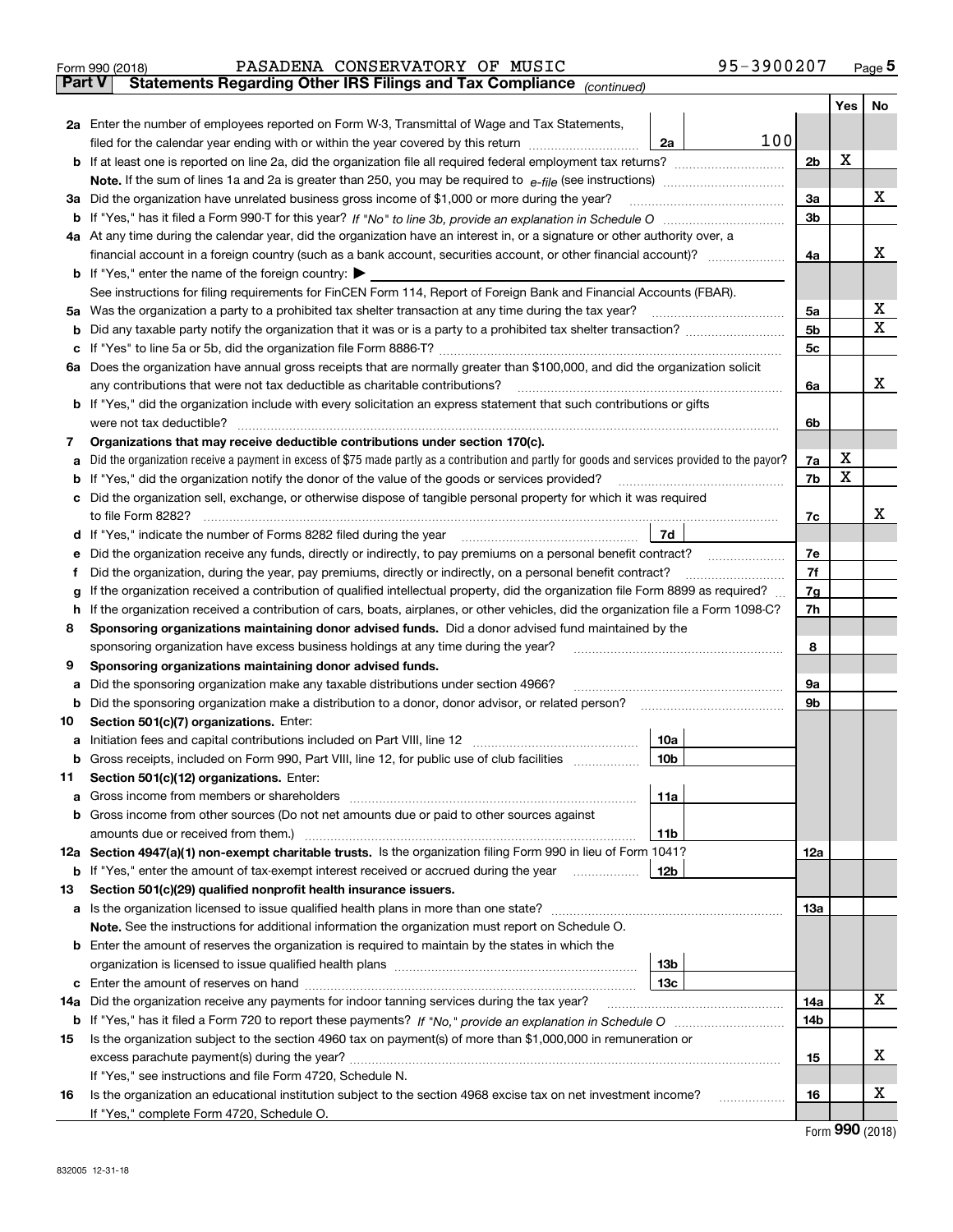Form 990 (2018) PASADENA CONSERVATORY OF MUSIC 95-3900207

## Part V Statements Regarding Other IRS Filings and Tax Compliance *(continued)*

| | | | | | Yes | No |
|---|---|---|---|---|---|---|
| **2a** | Enter the number of employees reported on Form W-3, Transmittal of Wage and Tax Statements, filed for the calendar year ending with or within the year covered by this return | 2a | 100 | | | |
| **b** | If at least one is reported on line 2a, did the organization file all required federal employment tax returns? | | | 2b | X | |
| | **Note.** If the sum of lines 1a and 2a is greater than 250, you may be required to *e-file* (see instructions) | | | | | |
| **3a** | Did the organization have unrelated business gross income of $1,000 or more during the year? | | | 3a | | X |
| **b** | If "Yes," has it filed a Form 990-T for this year? *If "No" to line 3b, provide an explanation in Schedule O* | | | 3b | | |
| **4a** | At any time during the calendar year, did the organization have an interest in, or a signature or other authority over, a financial account in a foreign country (such as a bank account, securities account, or other financial account)? | | | 4a | | X |
| **b** | If "Yes," enter the name of the foreign country: ▶ | | | | | |
| | See instructions for filing requirements for FinCEN Form 114, Report of Foreign Bank and Financial Accounts (FBAR). | | | | | |
| **5a** | Was the organization a party to a prohibited tax shelter transaction at any time during the tax year? | | | 5a | | X |
| **b** | Did any taxable party notify the organization that it was or is a party to a prohibited tax shelter transaction? | | | 5b | | X |
| **c** | If "Yes" to line 5a or 5b, did the organization file Form 8886-T? | | | 5c | | |
| **6a** | Does the organization have annual gross receipts that are normally greater than $100,000, and did the organization solicit any contributions that were not tax deductible as charitable contributions? | | | 6a | | X |
| **b** | If "Yes," did the organization include with every solicitation an express statement that such contributions or gifts were not tax deductible? | | | 6b | | |
| **7** | **Organizations that may receive deductible contributions under section 170(c).** | | | | | |
| **a** | Did the organization receive a payment in excess of $75 made partly as a contribution and partly for goods and services provided to the payor? | | | 7a | X | |
| **b** | If "Yes," did the organization notify the donor of the value of the goods or services provided? | | | 7b | X | |
| **c** | Did the organization sell, exchange, or otherwise dispose of tangible personal property for which it was required to file Form 8282? | | | 7c | | X |
| **d** | If "Yes," indicate the number of Forms 8282 filed during the year | 7d | | | | |
| **e** | Did the organization receive any funds, directly or indirectly, to pay premiums on a personal benefit contract? | | | 7e | | |
| **f** | Did the organization, during the year, pay premiums, directly or indirectly, on a personal benefit contract? | | | 7f | | |
| **g** | If the organization received a contribution of qualified intellectual property, did the organization file Form 8899 as required? | | | 7g | | |
| **h** | If the organization received a contribution of cars, boats, airplanes, or other vehicles, did the organization file a Form 1098-C? | | | 7h | | |
| **8** | **Sponsoring organizations maintaining donor advised funds.** Did a donor advised fund maintained by the sponsoring organization have excess business holdings at any time during the year? | | | 8 | | |
| **9** | **Sponsoring organizations maintaining donor advised funds.** | | | | | |
| **a** | Did the sponsoring organization make any taxable distributions under section 4966? | | | 9a | | |
| **b** | Did the sponsoring organization make a distribution to a donor, donor advisor, or related person? | | | 9b | | |
| **10** | **Section 501(c)(7) organizations.** Enter: | | | | | |
| **a** | Initiation fees and capital contributions included on Part VIII, line 12 | 10a | | | | |
| **b** | Gross receipts, included on Form 990, Part VIII, line 12, for public use of club facilities | 10b | | | | |
| **11** | **Section 501(c)(12) organizations.** Enter: | | | | | |
| **a** | Gross income from members or shareholders | 11a | | | | |
| **b** | Gross income from other sources (Do not net amounts due or paid to other sources against amounts due or received from them.) | 11b | | | | |
| **12a** | **Section 4947(a)(1) non-exempt charitable trusts.** Is the organization filing Form 990 in lieu of Form 1041? | | | 12a | | |
| **b** | If "Yes," enter the amount of tax-exempt interest received or accrued during the year | 12b | | | | |
| **13** | **Section 501(c)(29) qualified nonprofit health insurance issuers.** | | | | | |
| **a** | Is the organization licensed to issue qualified health plans in more than one state? | | | 13a | | |
| | **Note.** See the instructions for additional information the organization must report on Schedule O. | | | | | |
| **b** | Enter the amount of reserves the organization is required to maintain by the states in which the organization is licensed to issue qualified health plans | 13b | | | | |
| **c** | Enter the amount of reserves on hand | 13c | | | | |
| **14a** | Did the organization receive any payments for indoor tanning services during the tax year? | | | 14a | | X |
| **b** | If "Yes," has it filed a Form 720 to report these payments? *If "No," provide an explanation in Schedule O* | | | 14b | | |
| **15** | Is the organization subject to the section 4960 tax on payment(s) of more than $1,000,000 in remuneration or excess parachute payment(s) during the year? | | | 15 | | X |
| | If "Yes," see instructions and file Form 4720, Schedule N. | | | | | |
| **16** | Is the organization an educational institution subject to the section 4968 excise tax on net investment income? | | | 16 | | X |
| | If "Yes," complete Form 4720, Schedule O. | | | | | |

Form **990** (2018)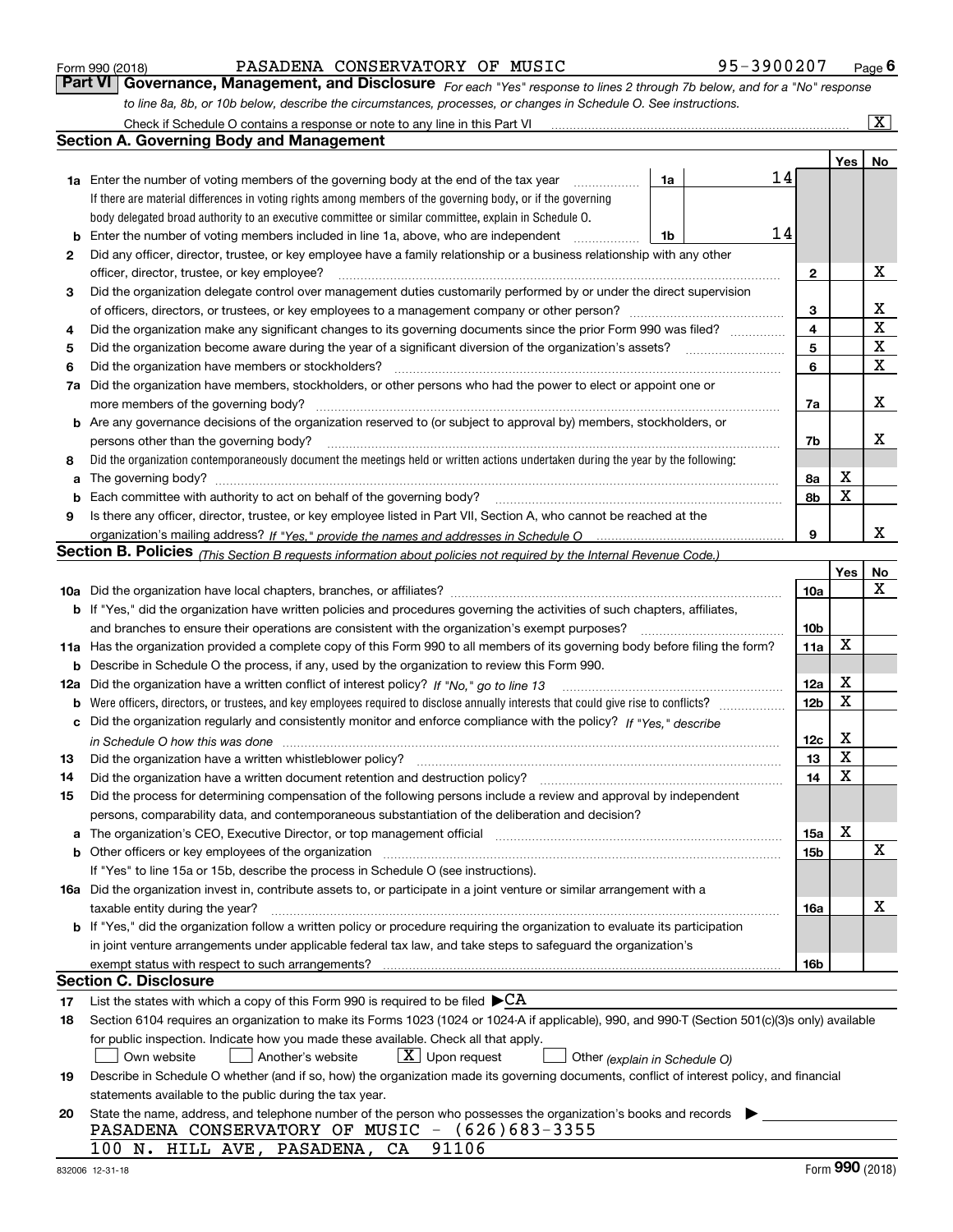Form 990 (2018) PASADENA CONSERVATORY OF MUSIC 95-3900207 Page 6

## Part VI Governance, Management, and Disclosure

*For each "Yes" response to lines 2 through 7b below, and for a "No" response to line 8a, 8b, or 10b below, describe the circumstances, processes, or changes in Schedule O. See instructions.*

Check if Schedule O contains a response or note to any line in this Part VI ..... [X]

### Section A. Governing Body and Management

| | | | | | Yes | No |
|---|---|---|---|---|---|---|
| 1a | Enter the number of voting members of the governing body at the end of the tax year. If there are material differences in voting rights among members of the governing body, or if the governing body delegated broad authority to an executive committee or similar committee, explain in Schedule O. | 1a | 14 | | | |
| b | Enter the number of voting members included in line 1a, above, who are independent | 1b | 14 | | | |
| 2 | Did any officer, director, trustee, or key employee have a family relationship or a business relationship with any other officer, director, trustee, or key employee? | | | 2 | | X |
| 3 | Did the organization delegate control over management duties customarily performed by or under the direct supervision of officers, directors, or trustees, or key employees to a management company or other person? | | | 3 | | X |
| 4 | Did the organization make any significant changes to its governing documents since the prior Form 990 was filed? | | | 4 | | X |
| 5 | Did the organization become aware during the year of a significant diversion of the organization's assets? | | | 5 | | X |
| 6 | Did the organization have members or stockholders? | | | 6 | | X |
| 7a | Did the organization have members, stockholders, or other persons who had the power to elect or appoint one or more members of the governing body? | | | 7a | | X |
| b | Are any governance decisions of the organization reserved to (or subject to approval by) members, stockholders, or persons other than the governing body? | | | 7b | | X |
| 8 | Did the organization contemporaneously document the meetings held or written actions undertaken during the year by the following: | | | | | |
| a | The governing body? | | | 8a | X | |
| b | Each committee with authority to act on behalf of the governing body? | | | 8b | X | |
| 9 | Is there any officer, director, trustee, or key employee listed in Part VII, Section A, who cannot be reached at the organization's mailing address? *If "Yes," provide the names and addresses in Schedule O* | | | 9 | | X |

### Section B. Policies *(This Section B requests information about policies not required by the Internal Revenue Code.)*

| | | | Yes | No |
|---|---|---|---|---|
| 10a | Did the organization have local chapters, branches, or affiliates? | 10a | | X |
| b | If "Yes," did the organization have written policies and procedures governing the activities of such chapters, affiliates, and branches to ensure their operations are consistent with the organization's exempt purposes? | 10b | | |
| 11a | Has the organization provided a complete copy of this Form 990 to all members of its governing body before filing the form? | 11a | X | |
| b | Describe in Schedule O the process, if any, used by the organization to review this Form 990. | | | |
| 12a | Did the organization have a written conflict of interest policy? *If "No," go to line 13* | 12a | X | |
| b | Were officers, directors, or trustees, and key employees required to disclose annually interests that could give rise to conflicts? | 12b | X | |
| c | Did the organization regularly and consistently monitor and enforce compliance with the policy? *If "Yes," describe in Schedule O how this was done* | 12c | X | |
| 13 | Did the organization have a written whistleblower policy? | 13 | X | |
| 14 | Did the organization have a written document retention and destruction policy? | 14 | X | |
| 15 | Did the process for determining compensation of the following persons include a review and approval by independent persons, comparability data, and contemporaneous substantiation of the deliberation and decision? | | | |
| a | The organization's CEO, Executive Director, or top management official | 15a | X | |
| b | Other officers or key employees of the organization | 15b | | X |
| | If "Yes" to line 15a or 15b, describe the process in Schedule O (see instructions). | | | |
| 16a | Did the organization invest in, contribute assets to, or participate in a joint venture or similar arrangement with a taxable entity during the year? | 16a | | X |
| b | If "Yes," did the organization follow a written policy or procedure requiring the organization to evaluate its participation in joint venture arrangements under applicable federal tax law, and take steps to safeguard the organization's exempt status with respect to such arrangements? | 16b | | |

### Section C. Disclosure

17 List the states with which a copy of this Form 990 is required to be filed ▶CA

18 Section 6104 requires an organization to make its Forms 1023 (1024 or 1024-A if applicable), 990, and 990-T (Section 501(c)(3)s only) available for public inspection. Indicate how you made these available. Check all that apply.

[ ] Own website [ ] Another's website [X] Upon request [ ] Other *(explain in Schedule O)*

19 Describe in Schedule O whether (and if so, how) the organization made its governing documents, conflict of interest policy, and financial statements available to the public during the tax year.

20 State the name, address, and telephone number of the person who possesses the organization's books and records ▶

PASADENA CONSERVATORY OF MUSIC - (626)683-3355
100 N. HILL AVE, PASADENA, CA 91106

832006 12-31-18 Form **990** (2018)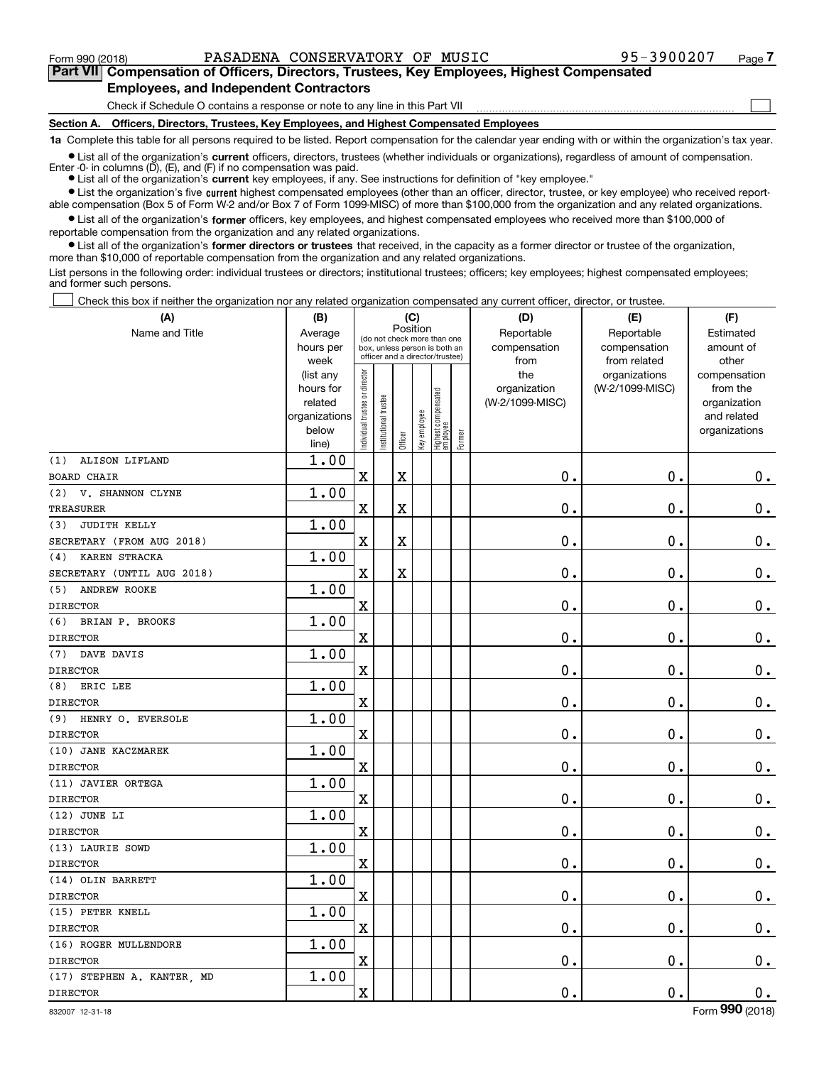Form 990 (2018) PASADENA CONSERVATORY OF MUSIC 95-3900207

## Part VII Compensation of Officers, Directors, Trustees, Key Employees, Highest Compensated Employees, and Independent Contractors

Check if Schedule O contains a response or note to any line in this Part VII ☐

### Section A. Officers, Directors, Trustees, Key Employees, and Highest Compensated Employees

**1a** Complete this table for all persons required to be listed. Report compensation for the calendar year ending with or within the organization's tax year.

- List all of the organization's **current** officers, directors, trustees (whether individuals or organizations), regardless of amount of compensation. Enter -0- in columns (D), (E), and (F) if no compensation was paid.
- List all of the organization's **current** key employees, if any. See instructions for definition of "key employee."
- List the organization's five **current** highest compensated employees (other than an officer, director, trustee, or key employee) who received reportable compensation (Box 5 of Form W-2 and/or Box 7 of Form 1099-MISC) of more than $100,000 from the organization and any related organizations.
- List all of the organization's **former** officers, key employees, and highest compensated employees who received more than $100,000 of reportable compensation from the organization and any related organizations.
- List all of the organization's **former directors or trustees** that received, in the capacity as a former director or trustee of the organization, more than $10,000 of reportable compensation from the organization and any related organizations.

List persons in the following order: individual trustees or directors; institutional trustees; officers; key employees; highest compensated employees; and former such persons.

☐ Check this box if neither the organization nor any related organization compensated any current officer, director, or trustee.

| (A) Name and Title | (B) Average hours per week (list any hours for related organizations below line) | (C) Individual trustee or director | Institutional trustee | Officer | Key employee | Highest compensated employee | Former | (D) Reportable compensation from the organization (W-2/1099-MISC) | (E) Reportable compensation from related organizations (W-2/1099-MISC) | (F) Estimated amount of other compensation from the organization and related organizations |
|---|---|---|---|---|---|---|---|---|---|---|
| (1) ALISON LIFLAND<br>BOARD CHAIR | 1.00 | X | | X | | | | 0. | 0. | 0. |
| (2) V. SHANNON CLYNE<br>TREASURER | 1.00 | X | | X | | | | 0. | 0. | 0. |
| (3) JUDITH KELLY<br>SECRETARY (FROM AUG 2018) | 1.00 | X | | X | | | | 0. | 0. | 0. |
| (4) KAREN STRACKA<br>SECRETARY (UNTIL AUG 2018) | 1.00 | X | | X | | | | 0. | 0. | 0. |
| (5) ANDREW ROOKE<br>DIRECTOR | 1.00 | X | | | | | | 0. | 0. | 0. |
| (6) BRIAN P. BROOKS<br>DIRECTOR | 1.00 | X | | | | | | 0. | 0. | 0. |
| (7) DAVE DAVIS<br>DIRECTOR | 1.00 | X | | | | | | 0. | 0. | 0. |
| (8) ERIC LEE<br>DIRECTOR | 1.00 | X | | | | | | 0. | 0. | 0. |
| (9) HENRY O. EVERSOLE<br>DIRECTOR | 1.00 | X | | | | | | 0. | 0. | 0. |
| (10) JANE KACZMAREK<br>DIRECTOR | 1.00 | X | | | | | | 0. | 0. | 0. |
| (11) JAVIER ORTEGA<br>DIRECTOR | 1.00 | X | | | | | | 0. | 0. | 0. |
| (12) JUNE LI<br>DIRECTOR | 1.00 | X | | | | | | 0. | 0. | 0. |
| (13) LAURIE SOWD<br>DIRECTOR | 1.00 | X | | | | | | 0. | 0. | 0. |
| (14) OLIN BARRETT<br>DIRECTOR | 1.00 | X | | | | | | 0. | 0. | 0. |
| (15) PETER KNELL<br>DIRECTOR | 1.00 | X | | | | | | 0. | 0. | 0. |
| (16) ROGER MULLENDORE<br>DIRECTOR | 1.00 | X | | | | | | 0. | 0. | 0. |
| (17) STEPHEN A. KANTER, MD<br>DIRECTOR | 1.00 | X | | | | | | 0. | 0. | 0. |

832007 12-31-18 Form **990** (2018)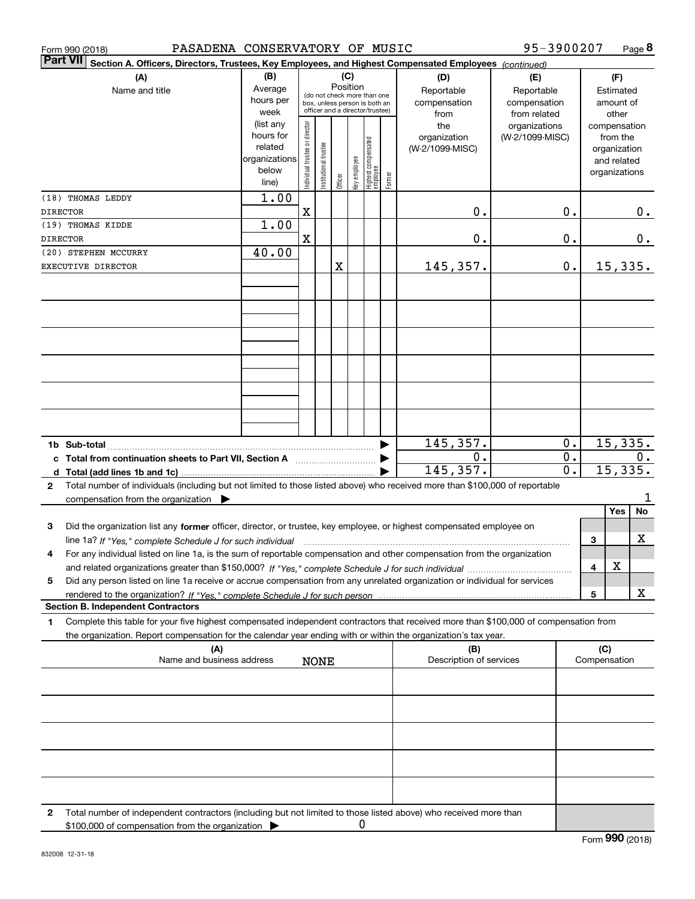Form 990 (2018) PASADENA CONSERVATORY OF MUSIC 95-3900207

**Part VII** **Section A. Officers, Directors, Trustees, Key Employees, and Highest Compensated Employees** *(continued)*

| (A) Name and title | (B) Average hours per week (list any hours for related organizations below line) | (C) Position: Individual trustee or director | Institutional trustee | Officer | Key employee | Highest compensated employee | Former | (D) Reportable compensation from the organization (W-2/1099-MISC) | (E) Reportable compensation from related organizations (W-2/1099-MISC) | (F) Estimated amount of other compensation from the organization and related organizations |
|---|---|---|---|---|---|---|---|---|---|---|
| (18) THOMAS LEDDY<br>DIRECTOR | 1.00 | X | | | | | | 0. | 0. | 0. |
| (19) THOMAS KIDDE<br>DIRECTOR | 1.00 | X | | | | | | 0. | 0. | 0. |
| (20) STEPHEN MCCURRY<br>EXECUTIVE DIRECTOR | 40.00 | | | X | | | | 145,357. | 0. | 15,335. |
| | | | | | | | | | | |
| | | | | | | | | | | |
| | | | | | | | | | | |
| | | | | | | | | | | |
| | | | | | | | | | | |
| | | | | | | | | | | |
| **1b Sub-total** | | | | | | | | 145,357. | 0. | 15,335. |
| **c Total from continuation sheets to Part VII, Section A** | | | | | | | | 0. | 0. | 0. |
| **d Total (add lines 1b and 1c)** | | | | | | | | 145,357. | 0. | 15,335. |

**2** Total number of individuals (including but not limited to those listed above) who received more than $100,000 of reportable compensation from the organization ▶ 1

| | | Yes | No |
|---|---|---|---|
| **3** Did the organization list any **former** officer, director, or trustee, key employee, or highest compensated employee on line 1a? *If "Yes," complete Schedule J for such individual* | 3 | | X |
| **4** For any individual listed on line 1a, is the sum of reportable compensation and other compensation from the organization and related organizations greater than $150,000? *If "Yes," complete Schedule J for such individual* | 4 | X | |
| **5** Did any person listed on line 1a receive or accrue compensation from any unrelated organization or individual for services rendered to the organization? *If "Yes," complete Schedule J for such person* | 5 | | X |

**Section B. Independent Contractors**

**1** Complete this table for your five highest compensated independent contractors that received more than $100,000 of compensation from the organization. Report compensation for the calendar year ending with or within the organization's tax year.

| (A) Name and business address | (B) Description of services | (C) Compensation |
|---|---|---|
| NONE | | |
| | | |
| | | |
| | | |
| | | |

**2** Total number of independent contractors (including but not limited to those listed above) who received more than $100,000 of compensation from the organization ▶ 0

Form **990** (2018)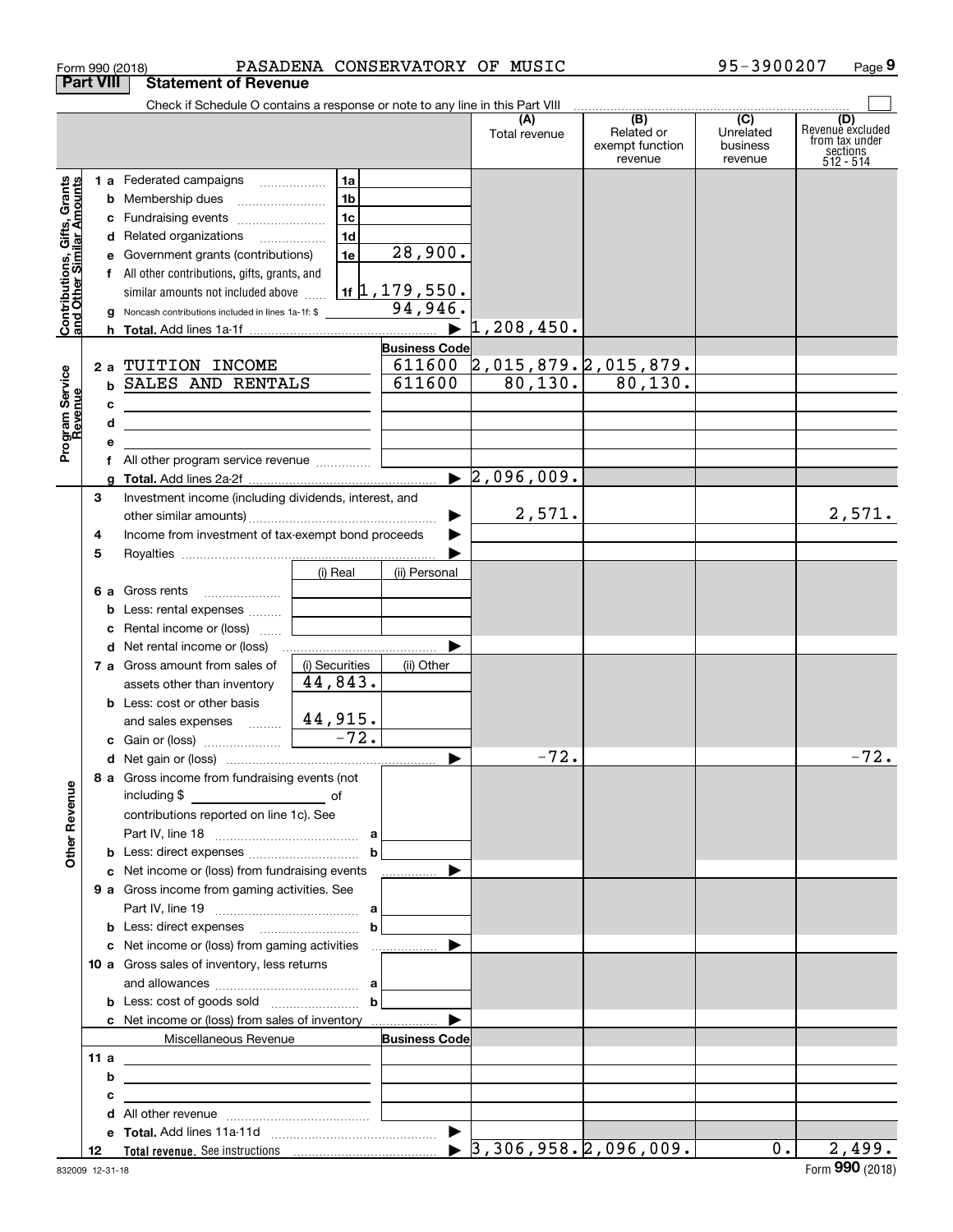Form 990 (2018) PASADENA CONSERVATORY OF MUSIC 95-3900207 Page 9

**Part VIII Statement of Revenue**

Check if Schedule O contains a response or note to any line in this Part VIII

| | | | | (A) Total revenue | (B) Related or exempt function revenue | (C) Unrelated business revenue | (D) Revenue excluded from tax under sections 512 - 514 |
|---|---|---|---|---|---|---|---|
| Contributions, Gifts, Grants and Other Similar Amounts | 1 a Federated campaigns | 1a | | | | | |
| | b Membership dues | 1b | | | | | |
| | c Fundraising events | 1c | | | | | |
| | d Related organizations | 1d | | | | | |
| | e Government grants (contributions) | 1e | 28,900. | | | | |
| | f All other contributions, gifts, grants, and similar amounts not included above | 1f | 1,179,550. | | | | |
| | g Noncash contributions included in lines 1a-1f: $ | | 94,946. | | | | |
| | h Total. Add lines 1a-1f | | ▶ | 1,208,450. | | | |
| | | | Business Code | | | | |
| Program Service Revenue | 2 a TUITION INCOME | | 611600 | 2,015,879. | 2,015,879. | | |
| | b SALES AND RENTALS | | 611600 | 80,130. | 80,130. | | |
| | c | | | | | | |
| | d | | | | | | |
| | e | | | | | | |
| | f All other program service revenue | | | | | | |
| | g Total. Add lines 2a-2f | | ▶ | 2,096,009. | | | |
| Other Revenue | 3 Investment income (including dividends, interest, and other similar amounts) | | ▶ | 2,571. | | | 2,571. |
| | 4 Income from investment of tax-exempt bond proceeds | | ▶ | | | | |
| | 5 Royalties | | ▶ | | | | |
| | | (i) Real | (ii) Personal | | | | |
| | 6 a Gross rents | | | | | | |
| | b Less: rental expenses | | | | | | |
| | c Rental income or (loss) | | | | | | |
| | d Net rental income or (loss) | | ▶ | | | | |
| | 7 a Gross amount from sales of assets other than inventory | (i) Securities 44,843. | (ii) Other | | | | |
| | b Less: cost or other basis and sales expenses | 44,915. | | | | | |
| | c Gain or (loss) | -72. | | | | | |
| | d Net gain or (loss) | | ▶ | -72. | | | -72. |
| | 8 a Gross income from fundraising events (not including $ ______ of contributions reported on line 1c). See Part IV, line 18 | a | | | | | |
| | b Less: direct expenses | b | | | | | |
| | c Net income or (loss) from fundraising events | | ▶ | | | | |
| | 9 a Gross income from gaming activities. See Part IV, line 19 | a | | | | | |
| | b Less: direct expenses | b | | | | | |
| | c Net income or (loss) from gaming activities | | ▶ | | | | |
| | 10 a Gross sales of inventory, less returns and allowances | a | | | | | |
| | b Less: cost of goods sold | b | | | | | |
| | c Net income or (loss) from sales of inventory | | ▶ | | | | |
| | Miscellaneous Revenue | | Business Code | | | | |
| | 11 a | | | | | | |
| | b | | | | | | |
| | c | | | | | | |
| | d All other revenue | | | | | | |
| | e Total. Add lines 11a-11d | | ▶ | | | | |
| | 12 Total revenue. See instructions | | ▶ | 3,306,958. | 2,096,009. | 0. | 2,499. |

832009 12-31-18 Form **990** (2018)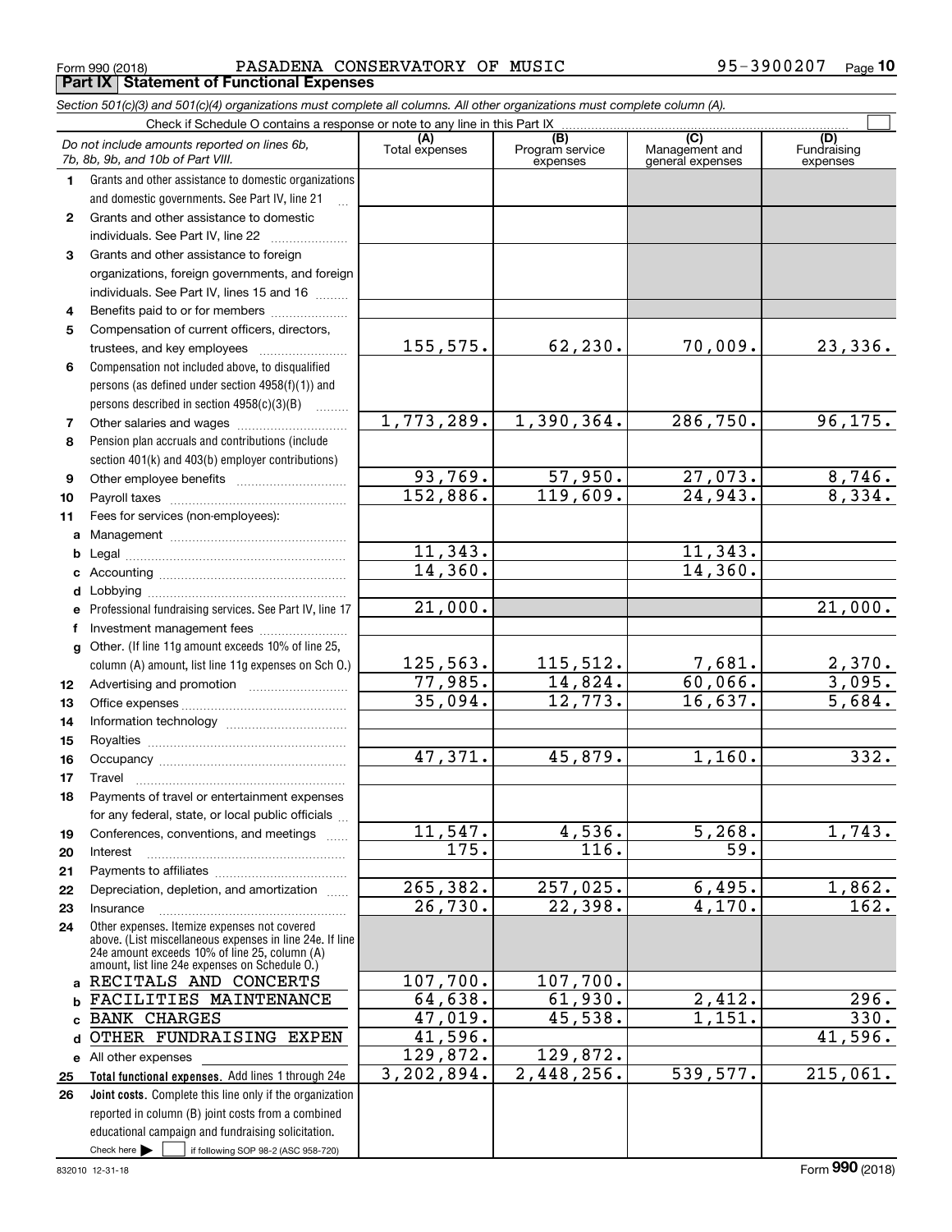Form 990 (2018) PASADENA CONSERVATORY OF MUSIC 95-3900207

## Part IX Statement of Functional Expenses

*Section 501(c)(3) and 501(c)(4) organizations must complete all columns. All other organizations must complete column (A).*

Check if Schedule O contains a response or note to any line in this Part IX

| *Do not include amounts reported on lines 6b, 7b, 8b, 9b, and 10b of Part VIII.* | (A) Total expenses | (B) Program service expenses | (C) Management and general expenses | (D) Fundraising expenses |
|---|---|---|---|---|
| **1** Grants and other assistance to domestic organizations and domestic governments. See Part IV, line 21 | | | | |
| **2** Grants and other assistance to domestic individuals. See Part IV, line 22 | | | | |
| **3** Grants and other assistance to foreign organizations, foreign governments, and foreign individuals. See Part IV, lines 15 and 16 | | | | |
| **4** Benefits paid to or for members | | | | |
| **5** Compensation of current officers, directors, trustees, and key employees | 155,575. | 62,230. | 70,009. | 23,336. |
| **6** Compensation not included above, to disqualified persons (as defined under section 4958(f)(1)) and persons described in section 4958(c)(3)(B) | | | | |
| **7** Other salaries and wages | 1,773,289. | 1,390,364. | 286,750. | 96,175. |
| **8** Pension plan accruals and contributions (include section 401(k) and 403(b) employer contributions) | | | | |
| **9** Other employee benefits | 93,769. | 57,950. | 27,073. | 8,746. |
| **10** Payroll taxes | 152,886. | 119,609. | 24,943. | 8,334. |
| **11** Fees for services (non-employees): | | | | |
| **a** Management | | | | |
| **b** Legal | 11,343. | | 11,343. | |
| **c** Accounting | 14,360. | | 14,360. | |
| **d** Lobbying | | | | |
| **e** Professional fundraising services. See Part IV, line 17 | 21,000. | | | 21,000. |
| **f** Investment management fees | | | | |
| **g** Other. (If line 11g amount exceeds 10% of line 25, column (A) amount, list line 11g expenses on Sch O.) | 125,563. | 115,512. | 7,681. | 2,370. |
| **12** Advertising and promotion | 77,985. | 14,824. | 60,066. | 3,095. |
| **13** Office expenses | 35,094. | 12,773. | 16,637. | 5,684. |
| **14** Information technology | | | | |
| **15** Royalties | | | | |
| **16** Occupancy | 47,371. | 45,879. | 1,160. | 332. |
| **17** Travel | | | | |
| **18** Payments of travel or entertainment expenses for any federal, state, or local public officials | | | | |
| **19** Conferences, conventions, and meetings | 11,547. | 4,536. | 5,268. | 1,743. |
| **20** Interest | 175. | 116. | 59. | |
| **21** Payments to affiliates | | | | |
| **22** Depreciation, depletion, and amortization | 265,382. | 257,025. | 6,495. | 1,862. |
| **23** Insurance | 26,730. | 22,398. | 4,170. | 162. |
| **24** Other expenses. Itemize expenses not covered above. (List miscellaneous expenses in line 24e. If line 24e amount exceeds 10% of line 25, column (A) amount, list line 24e expenses on Schedule O.) | | | | |
| **a** RECITALS AND CONCERTS | 107,700. | 107,700. | | |
| **b** FACILITIES MAINTENANCE | 64,638. | 61,930. | 2,412. | 296. |
| **c** BANK CHARGES | 47,019. | 45,538. | 1,151. | 330. |
| **d** OTHER FUNDRAISING EXPEN | 41,596. | | | 41,596. |
| **e** All other expenses | 129,872. | 129,872. | | |
| **25 Total functional expenses.** Add lines 1 through 24e | 3,202,894. | 2,448,256. | 539,577. | 215,061. |
| **26 Joint costs.** Complete this line only if the organization reported in column (B) joint costs from a combined educational campaign and fundraising solicitation. Check here ☐ if following SOP 98-2 (ASC 958-720) | | | | |

832010 12-31-18 Form **990** (2018)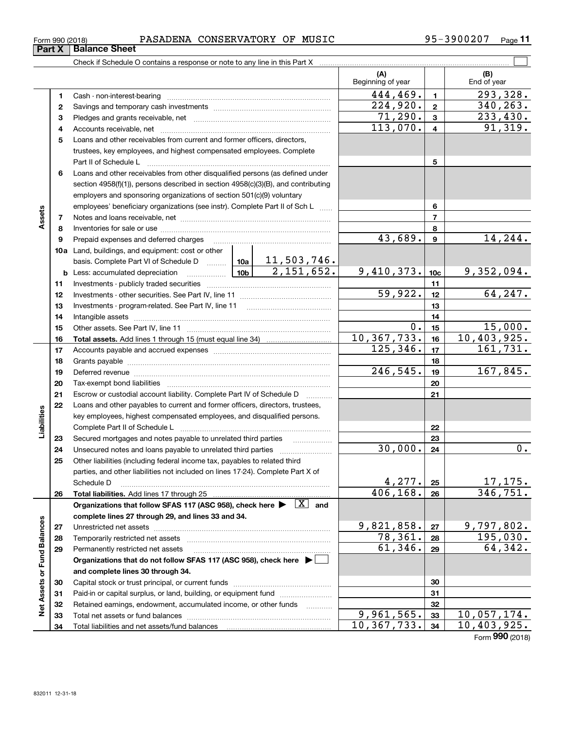Form 990 (2018) PASADENA CONSERVATORY OF MUSIC 95-3900207

## Part X Balance Sheet

Check if Schedule O contains a response or note to any line in this Part X

| | | | | (A) Beginning of year | | (B) End of year |
|---|---|---|---|---|---|---|
| **Assets** | 1 | Cash - non-interest-bearing | | 444,469. | 1 | 293,328. |
| | 2 | Savings and temporary cash investments | | 224,920. | 2 | 340,263. |
| | 3 | Pledges and grants receivable, net | | 71,290. | 3 | 233,430. |
| | 4 | Accounts receivable, net | | 113,070. | 4 | 91,319. |
| | 5 | Loans and other receivables from current and former officers, directors, trustees, key employees, and highest compensated employees. Complete Part II of Schedule L | | | 5 | |
| | 6 | Loans and other receivables from other disqualified persons (as defined under section 4958(f)(1)), persons described in section 4958(c)(3)(B), and contributing employers and sponsoring organizations of section 501(c)(9) voluntary employees' beneficiary organizations (see instr). Complete Part II of Sch L | | | 6 | |
| | 7 | Notes and loans receivable, net | | | 7 | |
| | 8 | Inventories for sale or use | | | 8 | |
| | 9 | Prepaid expenses and deferred charges | | 43,689. | 9 | 14,244. |
| | 10a | Land, buildings, and equipment: cost or other basis. Complete Part VI of Schedule D | 10a 11,503,746. | | | |
| | b | Less: accumulated depreciation | 10b 2,151,652. | 9,410,373. | 10c | 9,352,094. |
| | 11 | Investments - publicly traded securities | | | 11 | |
| | 12 | Investments - other securities. See Part IV, line 11 | | 59,922. | 12 | 64,247. |
| | 13 | Investments - program-related. See Part IV, line 11 | | | 13 | |
| | 14 | Intangible assets | | | 14 | |
| | 15 | Other assets. See Part IV, line 11 | | 0. | 15 | 15,000. |
| | 16 | **Total assets.** Add lines 1 through 15 (must equal line 34) | | 10,367,733. | 16 | 10,403,925. |
| **Liabilities** | 17 | Accounts payable and accrued expenses | | 125,346. | 17 | 161,731. |
| | 18 | Grants payable | | | 18 | |
| | 19 | Deferred revenue | | 246,545. | 19 | 167,845. |
| | 20 | Tax-exempt bond liabilities | | | 20 | |
| | 21 | Escrow or custodial account liability. Complete Part IV of Schedule D | | | 21 | |
| | 22 | Loans and other payables to current and former officers, directors, trustees, key employees, highest compensated employees, and disqualified persons. Complete Part II of Schedule L | | | 22 | |
| | 23 | Secured mortgages and notes payable to unrelated third parties | | | 23 | |
| | 24 | Unsecured notes and loans payable to unrelated third parties | | 30,000. | 24 | 0. |
| | 25 | Other liabilities (including federal income tax, payables to related third parties, and other liabilities not included on lines 17-24). Complete Part X of Schedule D | | 4,277. | 25 | 17,175. |
| | 26 | **Total liabilities.** Add lines 17 through 25 | | 406,168. | 26 | 346,751. |
| **Net Assets or Fund Balances** | | **Organizations that follow SFAS 117 (ASC 958), check here ▶ [X] and complete lines 27 through 29, and lines 33 and 34.** | | | | |
| | 27 | Unrestricted net assets | | 9,821,858. | 27 | 9,797,802. |
| | 28 | Temporarily restricted net assets | | 78,361. | 28 | 195,030. |
| | 29 | Permanently restricted net assets | | 61,346. | 29 | 64,342. |
| | | **Organizations that do not follow SFAS 117 (ASC 958), check here ▶ [ ] and complete lines 30 through 34.** | | | | |
| | 30 | Capital stock or trust principal, or current funds | | | 30 | |
| | 31 | Paid-in or capital surplus, or land, building, or equipment fund | | | 31 | |
| | 32 | Retained earnings, endowment, accumulated income, or other funds | | | 32 | |
| | 33 | Total net assets or fund balances | | 9,961,565. | 33 | 10,057,174. |
| | 34 | Total liabilities and net assets/fund balances | | 10,367,733. | 34 | 10,403,925. |

Form **990** (2018)

832011 12-31-18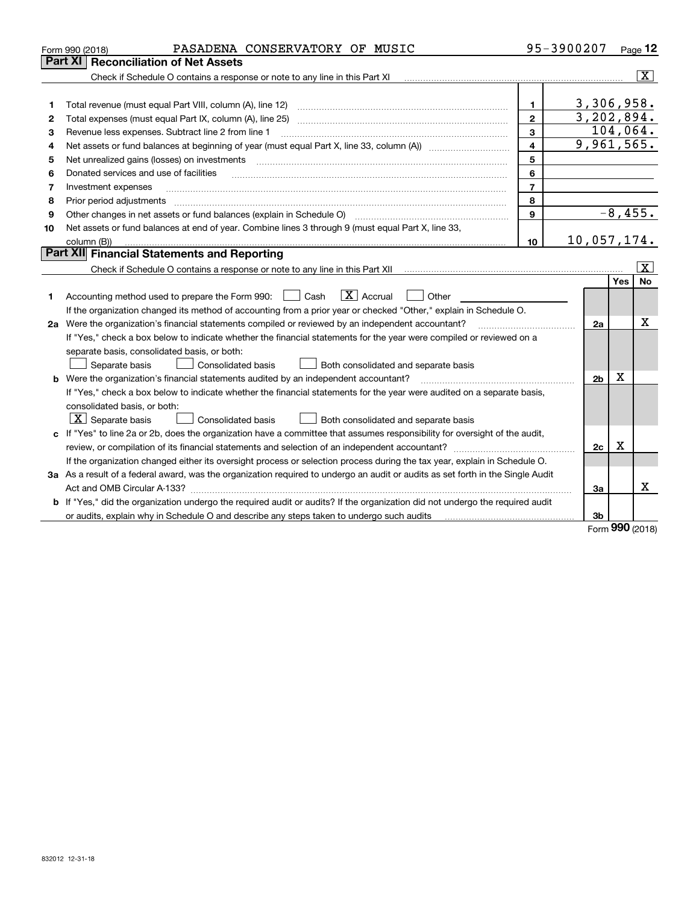Form 990 (2018) PASADENA CONSERVATORY OF MUSIC 95-3900207 Page 12

## Part XI Reconciliation of Net Assets

Check if Schedule O contains a response or note to any line in this Part XI [X]

| | | | |
|---|---|---|---|
| 1 | Total revenue (must equal Part VIII, column (A), line 12) | 1 | 3,306,958. |
| 2 | Total expenses (must equal Part IX, column (A), line 25) | 2 | 3,202,894. |
| 3 | Revenue less expenses. Subtract line 2 from line 1 | 3 | 104,064. |
| 4 | Net assets or fund balances at beginning of year (must equal Part X, line 33, column (A)) | 4 | 9,961,565. |
| 5 | Net unrealized gains (losses) on investments | 5 | |
| 6 | Donated services and use of facilities | 6 | |
| 7 | Investment expenses | 7 | |
| 8 | Prior period adjustments | 8 | |
| 9 | Other changes in net assets or fund balances (explain in Schedule O) | 9 | -8,455. |
| 10 | Net assets or fund balances at end of year. Combine lines 3 through 9 (must equal Part X, line 33, column (B)) | 10 | 10,057,174. |

## Part XII Financial Statements and Reporting

Check if Schedule O contains a response or note to any line in this Part XII [X]

| | | | Yes | No |
|---|---|---|---|---|
| 1 | Accounting method used to prepare the Form 990: [ ] Cash [X] Accrual [ ] Other | | | |
| | If the organization changed its method of accounting from a prior year or checked "Other," explain in Schedule O. | | | |
| 2a | Were the organization's financial statements compiled or reviewed by an independent accountant? | 2a | | X |
| | If "Yes," check a box below to indicate whether the financial statements for the year were compiled or reviewed on a separate basis, consolidated basis, or both: [ ] Separate basis [ ] Consolidated basis [ ] Both consolidated and separate basis | | | |
| b | Were the organization's financial statements audited by an independent accountant? | 2b | X | |
| | If "Yes," check a box below to indicate whether the financial statements for the year were audited on a separate basis, consolidated basis, or both: [X] Separate basis [ ] Consolidated basis [ ] Both consolidated and separate basis | | | |
| c | If "Yes" to line 2a or 2b, does the organization have a committee that assumes responsibility for oversight of the audit, review, or compilation of its financial statements and selection of an independent accountant? | 2c | X | |
| | If the organization changed either its oversight process or selection process during the tax year, explain in Schedule O. | | | |
| 3a | As a result of a federal award, was the organization required to undergo an audit or audits as set forth in the Single Audit Act and OMB Circular A-133? | 3a | | X |
| b | If "Yes," did the organization undergo the required audit or audits? If the organization did not undergo the required audit or audits, explain why in Schedule O and describe any steps taken to undergo such audits | 3b | | |

Form 990 (2018)

832012 12-31-18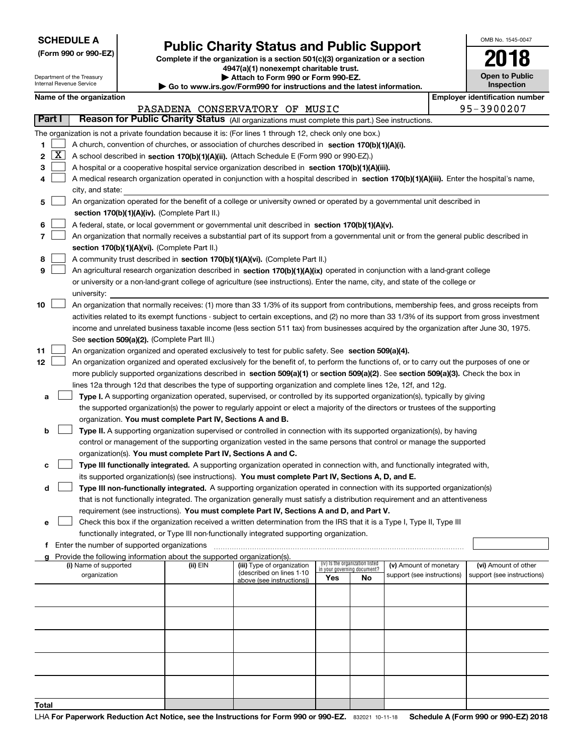**SCHEDULE A**
**(Form 990 or 990-EZ)**

Department of the Treasury
Internal Revenue Service

# Public Charity Status and Public Support

**Complete if the organization is a section 501(c)(3) organization or a section 4947(a)(1) nonexempt charitable trust.**
**▶ Attach to Form 990 or Form 990-EZ.**
**▶ Go to www.irs.gov/Form990 for instructions and the latest information.**

OMB No. 1545-0047
**2018**
**Open to Public Inspection**

**Name of the organization:** PASADENA CONSERVATORY OF MUSIC
**Employer identification number:** 95-3900207

## Part I — Reason for Public Charity Status (All organizations must complete this part.) See instructions.

The organization is not a private foundation because it is: (For lines 1 through 12, check only one box.)

1. [ ] A church, convention of churches, or association of churches described in **section 170(b)(1)(A)(i).**
2. [X] A school described in **section 170(b)(1)(A)(ii).** (Attach Schedule E (Form 990 or 990-EZ).)
3. [ ] A hospital or a cooperative hospital service organization described in **section 170(b)(1)(A)(iii).**
4. [ ] A medical research organization operated in conjunction with a hospital described in **section 170(b)(1)(A)(iii).** Enter the hospital's name, city, and state:
5. [ ] An organization operated for the benefit of a college or university owned or operated by a governmental unit described in **section 170(b)(1)(A)(iv).** (Complete Part II.)
6. [ ] A federal, state, or local government or governmental unit described in **section 170(b)(1)(A)(v).**
7. [ ] An organization that normally receives a substantial part of its support from a governmental unit or from the general public described in **section 170(b)(1)(A)(vi).** (Complete Part II.)
8. [ ] A community trust described in **section 170(b)(1)(A)(vi).** (Complete Part II.)
9. [ ] An agricultural research organization described in **section 170(b)(1)(A)(ix)** operated in conjunction with a land-grant college or university or a non-land-grant college of agriculture (see instructions). Enter the name, city, and state of the college or university:
10. [ ] An organization that normally receives: (1) more than 33 1/3% of its support from contributions, membership fees, and gross receipts from activities related to its exempt functions - subject to certain exceptions, and (2) no more than 33 1/3% of its support from gross investment income and unrelated business taxable income (less section 511 tax) from businesses acquired by the organization after June 30, 1975. See **section 509(a)(2).** (Complete Part III.)
11. [ ] An organization organized and operated exclusively to test for public safety. See **section 509(a)(4).**
12. [ ] An organization organized and operated exclusively for the benefit of, to perform the functions of, or to carry out the purposes of one or more publicly supported organizations described in **section 509(a)(1)** or **section 509(a)(2)**. See **section 509(a)(3).** Check the box in lines 12a through 12d that describes the type of supporting organization and complete lines 12e, 12f, and 12g.
   - **a** [ ] **Type I.** A supporting organization operated, supervised, or controlled by its supported organization(s), typically by giving the supported organization(s) the power to regularly appoint or elect a majority of the directors or trustees of the supporting organization. **You must complete Part IV, Sections A and B.**
   - **b** [ ] **Type II.** A supporting organization supervised or controlled in connection with its supported organization(s), by having control or management of the supporting organization vested in the same persons that control or manage the supported organization(s). **You must complete Part IV, Sections A and C.**
   - **c** [ ] **Type III functionally integrated.** A supporting organization operated in connection with, and functionally integrated with, its supported organization(s) (see instructions). **You must complete Part IV, Sections A, D, and E.**
   - **d** [ ] **Type III non-functionally integrated.** A supporting organization operated in connection with its supported organization(s) that is not functionally integrated. The organization generally must satisfy a distribution requirement and an attentiveness requirement (see instructions). **You must complete Part IV, Sections A and D, and Part V.**
   - **e** [ ] Check this box if the organization received a written determination from the IRS that it is a Type I, Type II, Type III functionally integrated, or Type III non-functionally integrated supporting organization.
   - **f** Enter the number of supported organizations
   - **g** Provide the following information about the supported organization(s).

| (i) Name of supported organization | (ii) EIN | (iii) Type of organization (described on lines 1-10 above (see instructions)) | (iv) Is the organization listed in your governing document? Yes | No | (v) Amount of monetary support (see instructions) | (vi) Amount of other support (see instructions) |
|---|---|---|---|---|---|---|
| | | | | | | |
| | | | | | | |
| | | | | | | |
| | | | | | | |
| | | | | | | |
| **Total** | | | | | | |

LHA **For Paperwork Reduction Act Notice, see the Instructions for Form 990 or 990-EZ.** 832021 10-11-18 **Schedule A (Form 990 or 990-EZ) 2018**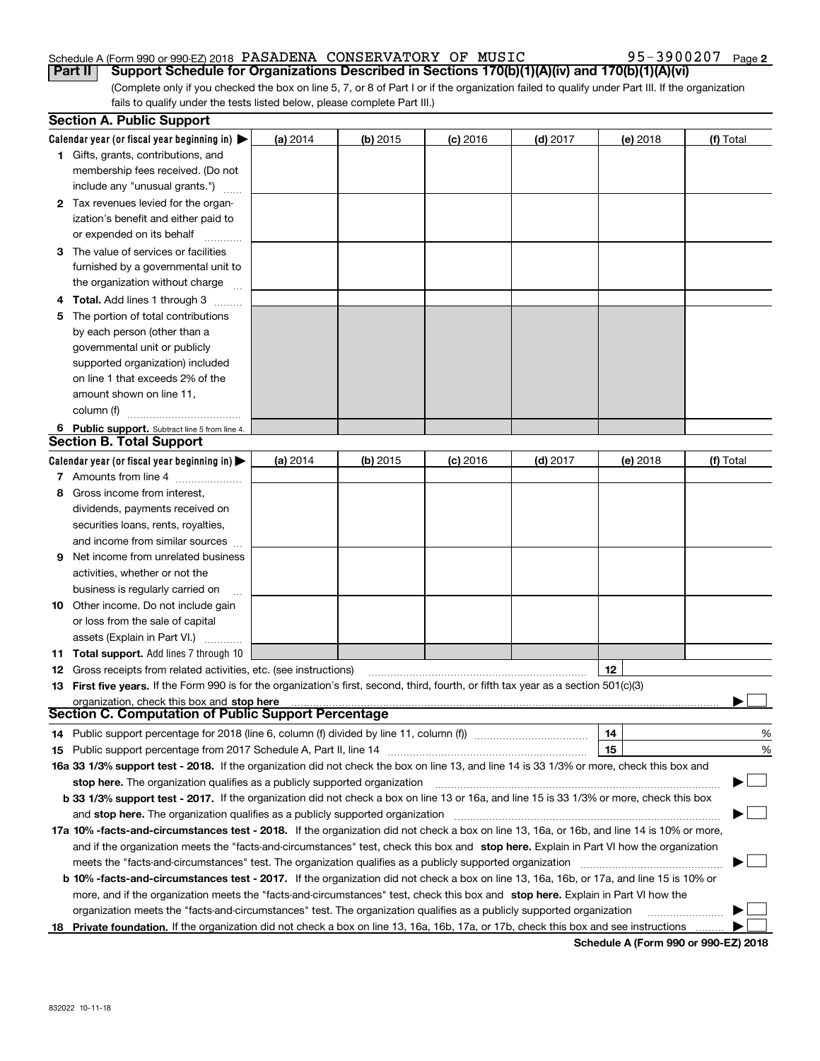Schedule A (Form 990 or 990-EZ) 2018 PASADENA CONSERVATORY OF MUSIC 95-3900207 Page 2

## Part II Support Schedule for Organizations Described in Sections 170(b)(1)(A)(iv) and 170(b)(1)(A)(vi)

(Complete only if you checked the box on line 5, 7, or 8 of Part I or if the organization failed to qualify under Part III. If the organization fails to qualify under the tests listed below, please complete Part III.)

### Section A. Public Support

| Calendar year (or fiscal year beginning in) ▶ | (a) 2014 | (b) 2015 | (c) 2016 | (d) 2017 | (e) 2018 | (f) Total |
|---|---|---|---|---|---|---|
| **1** Gifts, grants, contributions, and membership fees received. (Do not include any "unusual grants.") | | | | | | |
| **2** Tax revenues levied for the organization's benefit and either paid to or expended on its behalf | | | | | | |
| **3** The value of services or facilities furnished by a governmental unit to the organization without charge | | | | | | |
| **4 Total.** Add lines 1 through 3 | | | | | | |
| **5** The portion of total contributions by each person (other than a governmental unit or publicly supported organization) included on line 1 that exceeds 2% of the amount shown on line 11, column (f) | | | | | | |
| **6 Public support.** Subtract line 5 from line 4. | | | | | | |

### Section B. Total Support

| Calendar year (or fiscal year beginning in) ▶ | (a) 2014 | (b) 2015 | (c) 2016 | (d) 2017 | (e) 2018 | (f) Total |
|---|---|---|---|---|---|---|
| **7** Amounts from line 4 | | | | | | |
| **8** Gross income from interest, dividends, payments received on securities loans, rents, royalties, and income from similar sources | | | | | | |
| **9** Net income from unrelated business activities, whether or not the business is regularly carried on | | | | | | |
| **10** Other income. Do not include gain or loss from the sale of capital assets (Explain in Part VI.) | | | | | | |
| **11 Total support.** Add lines 7 through 10 | | | | | | |

**12** Gross receipts from related activities, etc. (see instructions) | **12** |

**13 First five years.** If the Form 990 is for the organization's first, second, third, fourth, or fifth tax year as a section 501(c)(3) organization, check this box and **stop here** ▶ ☐

### Section C. Computation of Public Support Percentage

**14** Public support percentage for 2018 (line 6, column (f) divided by line 11, column (f)) | **14** | %

**15** Public support percentage from 2017 Schedule A, Part II, line 14 | **15** | %

**16a 33 1/3% support test - 2018.** If the organization did not check the box on line 13, and line 14 is 33 1/3% or more, check this box and **stop here.** The organization qualifies as a publicly supported organization ▶ ☐

**b 33 1/3% support test - 2017.** If the organization did not check a box on line 13 or 16a, and line 15 is 33 1/3% or more, check this box and **stop here.** The organization qualifies as a publicly supported organization ▶ ☐

**17a 10% -facts-and-circumstances test - 2018.** If the organization did not check a box on line 13, 16a, or 16b, and line 14 is 10% or more, and if the organization meets the "facts-and-circumstances" test, check this box and **stop here.** Explain in Part VI how the organization meets the "facts-and-circumstances" test. The organization qualifies as a publicly supported organization ▶ ☐

**b 10% -facts-and-circumstances test - 2017.** If the organization did not check a box on line 13, 16a, 16b, or 17a, and line 15 is 10% or more, and if the organization meets the "facts-and-circumstances" test, check this box and **stop here.** Explain in Part VI how the organization meets the "facts-and-circumstances" test. The organization qualifies as a publicly supported organization ▶ ☐

**18 Private foundation.** If the organization did not check a box on line 13, 16a, 16b, 17a, or 17b, check this box and see instructions ▶ ☐

**Schedule A (Form 990 or 990-EZ) 2018**

832022 10-11-18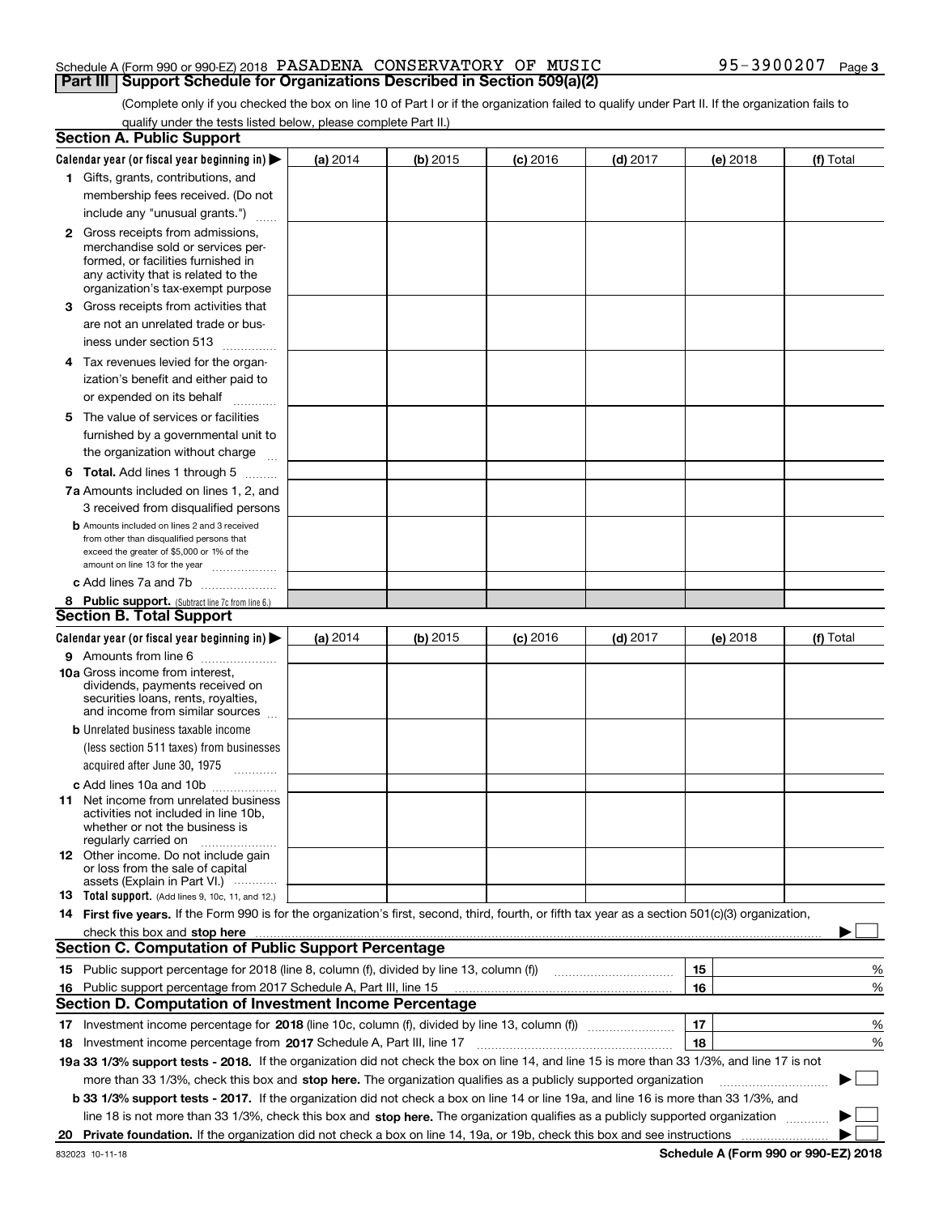Schedule A (Form 990 or 990-EZ) 2018 PASADENA CONSERVATORY OF MUSIC 95-3900207 Page 3

## Part III Support Schedule for Organizations Described in Section 509(a)(2)

(Complete only if you checked the box on line 10 of Part I or if the organization failed to qualify under Part II. If the organization fails to qualify under the tests listed below, please complete Part II.)

### Section A. Public Support

| Calendar year (or fiscal year beginning in) ▶ | (a) 2014 | (b) 2015 | (c) 2016 | (d) 2017 | (e) 2018 | (f) Total |
|---|---|---|---|---|---|---|
| **1** Gifts, grants, contributions, and membership fees received. (Do not include any "unusual grants.") | | | | | | |
| **2** Gross receipts from admissions, merchandise sold or services performed, or facilities furnished in any activity that is related to the organization's tax-exempt purpose | | | | | | |
| **3** Gross receipts from activities that are not an unrelated trade or business under section 513 | | | | | | |
| **4** Tax revenues levied for the organization's benefit and either paid to or expended on its behalf | | | | | | |
| **5** The value of services or facilities furnished by a governmental unit to the organization without charge | | | | | | |
| **6 Total.** Add lines 1 through 5 | | | | | | |
| **7a** Amounts included on lines 1, 2, and 3 received from disqualified persons | | | | | | |
| **b** Amounts included on lines 2 and 3 received from other than disqualified persons that exceed the greater of $5,000 or 1% of the amount on line 13 for the year | | | | | | |
| **c** Add lines 7a and 7b | | | | | | |
| **8 Public support.** (Subtract line 7c from line 6.) | | | | | | |

### Section B. Total Support

| Calendar year (or fiscal year beginning in) ▶ | (a) 2014 | (b) 2015 | (c) 2016 | (d) 2017 | (e) 2018 | (f) Total |
|---|---|---|---|---|---|---|
| **9** Amounts from line 6 | | | | | | |
| **10a** Gross income from interest, dividends, payments received on securities loans, rents, royalties, and income from similar sources | | | | | | |
| **b** Unrelated business taxable income (less section 511 taxes) from businesses acquired after June 30, 1975 | | | | | | |
| **c** Add lines 10a and 10b | | | | | | |
| **11** Net income from unrelated business activities not included in line 10b, whether or not the business is regularly carried on | | | | | | |
| **12** Other income. Do not include gain or loss from the sale of capital assets (Explain in Part VI.) | | | | | | |
| **13 Total support.** (Add lines 9, 10c, 11, and 12.) | | | | | | |

**14 First five years.** If the Form 990 is for the organization's first, second, third, fourth, or fifth tax year as a section 501(c)(3) organization, check this box and **stop here** ▶ ☐

### Section C. Computation of Public Support Percentage

| | | | |
|---|---|---|---|
| **15** Public support percentage for 2018 (line 8, column (f), divided by line 13, column (f)) | 15 | | % |
| **16** Public support percentage from 2017 Schedule A, Part III, line 15 | 16 | | % |

### Section D. Computation of Investment Income Percentage

| | | | |
|---|---|---|---|
| **17** Investment income percentage for **2018** (line 10c, column (f), divided by line 13, column (f)) | 17 | | % |
| **18** Investment income percentage from **2017** Schedule A, Part III, line 17 | 18 | | % |

**19a 33 1/3% support tests - 2018.** If the organization did not check the box on line 14, and line 15 is more than 33 1/3%, and line 17 is not more than 33 1/3%, check this box and **stop here.** The organization qualifies as a publicly supported organization ▶ ☐

**b 33 1/3% support tests - 2017.** If the organization did not check a box on line 14 or line 19a, and line 16 is more than 33 1/3%, and line 18 is not more than 33 1/3%, check this box and **stop here.** The organization qualifies as a publicly supported organization ▶ ☐

**20 Private foundation.** If the organization did not check a box on line 14, 19a, or 19b, check this box and see instructions ▶ ☐

832023 10-11-18 **Schedule A (Form 990 or 990-EZ) 2018**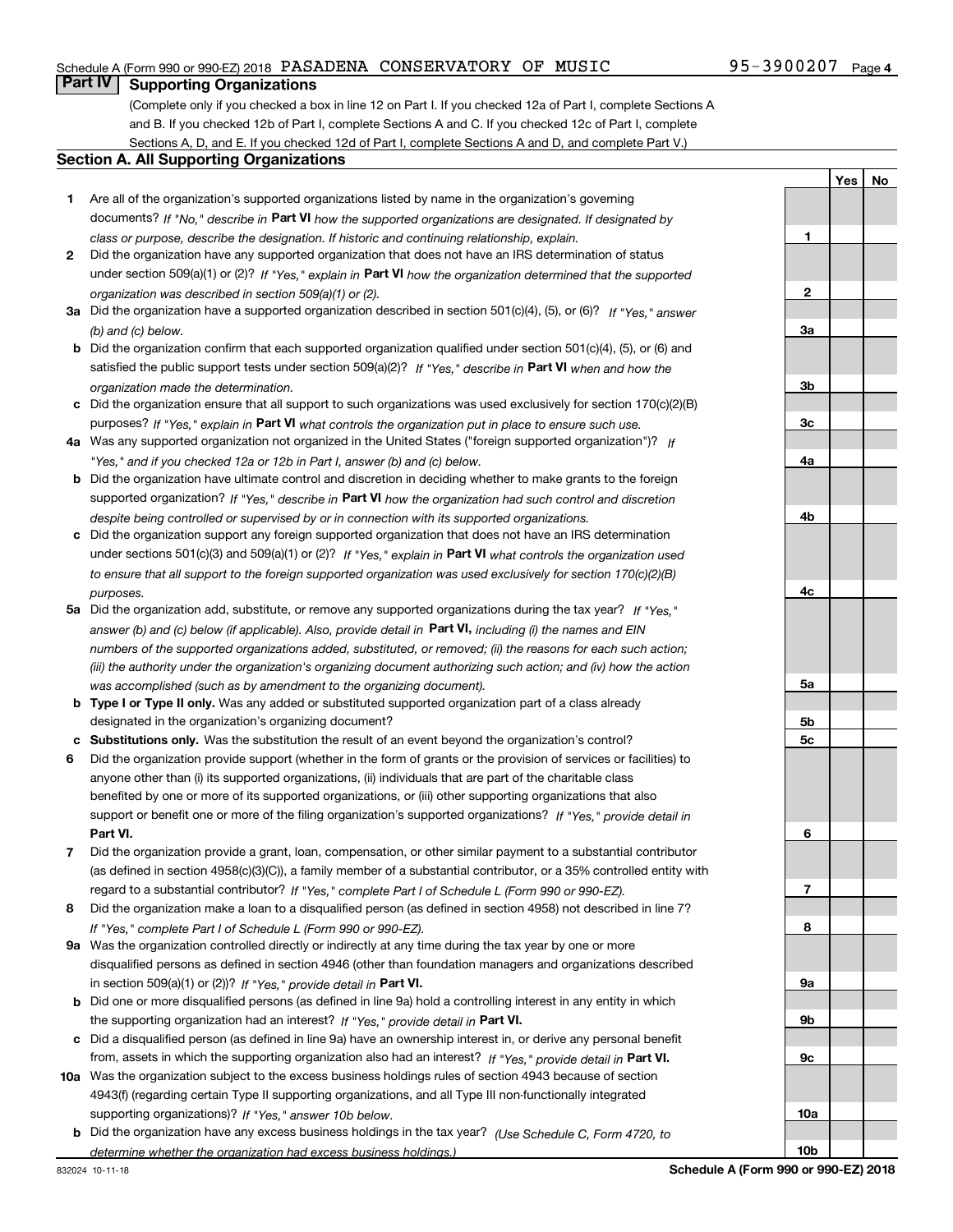Schedule A (Form 990 or 990-EZ) 2018 PASADENA CONSERVATORY OF MUSIC 95-3900207 Page 4

## Part IV Supporting Organizations

(Complete only if you checked a box in line 12 on Part I. If you checked 12a of Part I, complete Sections A and B. If you checked 12b of Part I, complete Sections A and C. If you checked 12c of Part I, complete Sections A, D, and E. If you checked 12d of Part I, complete Sections A and D, and complete Part V.)

### Section A. All Supporting Organizations

| | | Line | Yes | No |
|---|---|---|---|---|
| **1** | Are all of the organization's supported organizations listed by name in the organization's governing documents? *If "No," describe in* **Part VI** *how the supported organizations are designated. If designated by class or purpose, describe the designation. If historic and continuing relationship, explain.* | 1 | | |
| **2** | Did the organization have any supported organization that does not have an IRS determination of status under section 509(a)(1) or (2)? *If "Yes," explain in* **Part VI** *how the organization determined that the supported organization was described in section 509(a)(1) or (2).* | 2 | | |
| **3a** | Did the organization have a supported organization described in section 501(c)(4), (5), or (6)? *If "Yes," answer (b) and (c) below.* | 3a | | |
| **b** | Did the organization confirm that each supported organization qualified under section 501(c)(4), (5), or (6) and satisfied the public support tests under section 509(a)(2)? *If "Yes," describe in* **Part VI** *when and how the organization made the determination.* | 3b | | |
| **c** | Did the organization ensure that all support to such organizations was used exclusively for section 170(c)(2)(B) purposes? *If "Yes," explain in* **Part VI** *what controls the organization put in place to ensure such use.* | 3c | | |
| **4a** | Was any supported organization not organized in the United States ("foreign supported organization")? *If "Yes," and if you checked 12a or 12b in Part I, answer (b) and (c) below.* | 4a | | |
| **b** | Did the organization have ultimate control and discretion in deciding whether to make grants to the foreign supported organization? *If "Yes," describe in* **Part VI** *how the organization had such control and discretion despite being controlled or supervised by or in connection with its supported organizations.* | 4b | | |
| **c** | Did the organization support any foreign supported organization that does not have an IRS determination under sections 501(c)(3) and 509(a)(1) or (2)? *If "Yes," explain in* **Part VI** *what controls the organization used to ensure that all support to the foreign supported organization was used exclusively for section 170(c)(2)(B) purposes.* | 4c | | |
| **5a** | Did the organization add, substitute, or remove any supported organizations during the tax year? *If "Yes," answer (b) and (c) below (if applicable). Also, provide detail in* **Part VI,** *including (i) the names and EIN numbers of the supported organizations added, substituted, or removed; (ii) the reasons for each such action; (iii) the authority under the organization's organizing document authorizing such action; and (iv) how the action was accomplished (such as by amendment to the organizing document).* | 5a | | |
| **b** | **Type I or Type II only.** Was any added or substituted supported organization part of a class already designated in the organization's organizing document? | 5b | | |
| **c** | **Substitutions only.** Was the substitution the result of an event beyond the organization's control? | 5c | | |
| **6** | Did the organization provide support (whether in the form of grants or the provision of services or facilities) to anyone other than (i) its supported organizations, (ii) individuals that are part of the charitable class benefited by one or more of its supported organizations, or (iii) other supporting organizations that also support or benefit one or more of the filing organization's supported organizations? *If "Yes," provide detail in* **Part VI.** | 6 | | |
| **7** | Did the organization provide a grant, loan, compensation, or other similar payment to a substantial contributor (as defined in section 4958(c)(3)(C)), a family member of a substantial contributor, or a 35% controlled entity with regard to a substantial contributor? *If "Yes," complete Part I of Schedule L (Form 990 or 990-EZ).* | 7 | | |
| **8** | Did the organization make a loan to a disqualified person (as defined in section 4958) not described in line 7? *If "Yes," complete Part I of Schedule L (Form 990 or 990-EZ).* | 8 | | |
| **9a** | Was the organization controlled directly or indirectly at any time during the tax year by one or more disqualified persons as defined in section 4946 (other than foundation managers and organizations described in section 509(a)(1) or (2))? *If "Yes," provide detail in* **Part VI.** | 9a | | |
| **b** | Did one or more disqualified persons (as defined in line 9a) hold a controlling interest in any entity in which the supporting organization had an interest? *If "Yes," provide detail in* **Part VI.** | 9b | | |
| **c** | Did a disqualified person (as defined in line 9a) have an ownership interest in, or derive any personal benefit from, assets in which the supporting organization also had an interest? *If "Yes," provide detail in* **Part VI.** | 9c | | |
| **10a** | Was the organization subject to the excess business holdings rules of section 4943 because of section 4943(f) (regarding certain Type II supporting organizations, and all Type III non-functionally integrated supporting organizations)? *If "Yes," answer 10b below.* | 10a | | |
| **b** | Did the organization have any excess business holdings in the tax year? *(Use Schedule C, Form 4720, to determine whether the organization had excess business holdings.)* | 10b | | |

832024 10-11-18 **Schedule A (Form 990 or 990-EZ) 2018**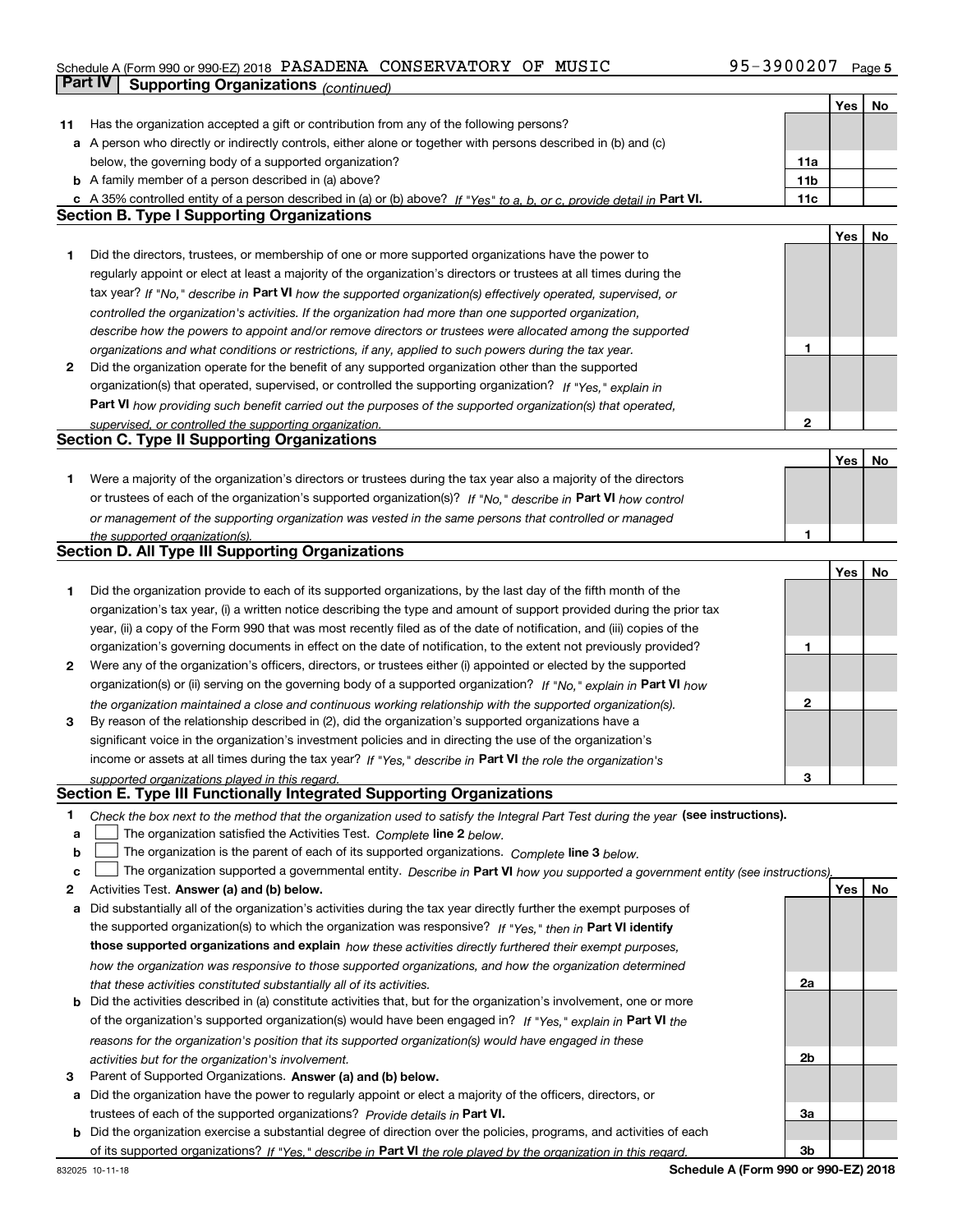Schedule A (Form 990 or 990-EZ) 2018 PASADENA CONSERVATORY OF MUSIC 95-3900207

**Part IV | Supporting Organizations** *(continued)*

| | | | Yes | No |
|---|---|---|---|---|
| **11** | Has the organization accepted a gift or contribution from any of the following persons? | | | |
| **a** | A person who directly or indirectly controls, either alone or together with persons described in (b) and (c) below, the governing body of a supported organization? | **11a** | | |
| **b** | A family member of a person described in (a) above? | **11b** | | |
| **c** | A 35% controlled entity of a person described in (a) or (b) above? *If "Yes" to a, b, or c, provide detail in* **Part VI.** | **11c** | | |

## Section B. Type I Supporting Organizations

| | | | Yes | No |
|---|---|---|---|---|
| **1** | Did the directors, trustees, or membership of one or more supported organizations have the power to regularly appoint or elect at least a majority of the organization's directors or trustees at all times during the tax year? *If "No," describe in* **Part VI** *how the supported organization(s) effectively operated, supervised, or controlled the organization's activities. If the organization had more than one supported organization, describe how the powers to appoint and/or remove directors or trustees were allocated among the supported organizations and what conditions or restrictions, if any, applied to such powers during the tax year.* | **1** | | |
| **2** | Did the organization operate for the benefit of any supported organization other than the supported organization(s) that operated, supervised, or controlled the supporting organization? *If "Yes," explain in* **Part VI** *how providing such benefit carried out the purposes of the supported organization(s) that operated, supervised, or controlled the supporting organization.* | **2** | | |

## Section C. Type II Supporting Organizations

| | | | Yes | No |
|---|---|---|---|---|
| **1** | Were a majority of the organization's directors or trustees during the tax year also a majority of the directors or trustees of each of the organization's supported organization(s)? *If "No," describe in* **Part VI** *how control or management of the supporting organization was vested in the same persons that controlled or managed the supported organization(s).* | **1** | | |

## Section D. All Type III Supporting Organizations

| | | | Yes | No |
|---|---|---|---|---|
| **1** | Did the organization provide to each of its supported organizations, by the last day of the fifth month of the organization's tax year, (i) a written notice describing the type and amount of support provided during the prior tax year, (ii) a copy of the Form 990 that was most recently filed as of the date of notification, and (iii) copies of the organization's governing documents in effect on the date of notification, to the extent not previously provided? | **1** | | |
| **2** | Were any of the organization's officers, directors, or trustees either (i) appointed or elected by the supported organization(s) or (ii) serving on the governing body of a supported organization? *If "No," explain in* **Part VI** *how the organization maintained a close and continuous working relationship with the supported organization(s).* | **2** | | |
| **3** | By reason of the relationship described in (2), did the organization's supported organizations have a significant voice in the organization's investment policies and in directing the use of the organization's income or assets at all times during the tax year? *If "Yes," describe in* **Part VI** *the role the organization's supported organizations played in this regard.* | **3** | | |

## Section E. Type III Functionally Integrated Supporting Organizations

**1** *Check the box next to the method that the organization used to satisfy the Integral Part Test during the year* **(see instructions).**

- **a** ☐ The organization satisfied the Activities Test. *Complete* **line 2** *below.*
- **b** ☐ The organization is the parent of each of its supported organizations. *Complete* **line 3** *below.*
- **c** ☐ The organization supported a governmental entity. *Describe in* **Part VI** *how you supported a government entity (see instructions).*

| | | | Yes | No |
|---|---|---|---|---|
| **2** | Activities Test. **Answer (a) and (b) below.** | | | |
| **a** | Did substantially all of the organization's activities during the tax year directly further the exempt purposes of the supported organization(s) to which the organization was responsive? *If "Yes," then in* **Part VI identify those supported organizations and explain** *how these activities directly furthered their exempt purposes, how the organization was responsive to those supported organizations, and how the organization determined that these activities constituted substantially all of its activities.* | **2a** | | |
| **b** | Did the activities described in (a) constitute activities that, but for the organization's involvement, one or more of the organization's supported organization(s) would have been engaged in? *If "Yes," explain in* **Part VI** *the reasons for the organization's position that its supported organization(s) would have engaged in these activities but for the organization's involvement.* | **2b** | | |
| **3** | Parent of Supported Organizations. **Answer (a) and (b) below.** | | | |
| **a** | Did the organization have the power to regularly appoint or elect a majority of the officers, directors, or trustees of each of the supported organizations? *Provide details in* **Part VI.** | **3a** | | |
| **b** | Did the organization exercise a substantial degree of direction over the policies, programs, and activities of each of its supported organizations? *If "Yes," describe in* **Part VI** *the role played by the organization in this regard.* | **3b** | | |

832025 10-11-18 **Schedule A (Form 990 or 990-EZ) 2018**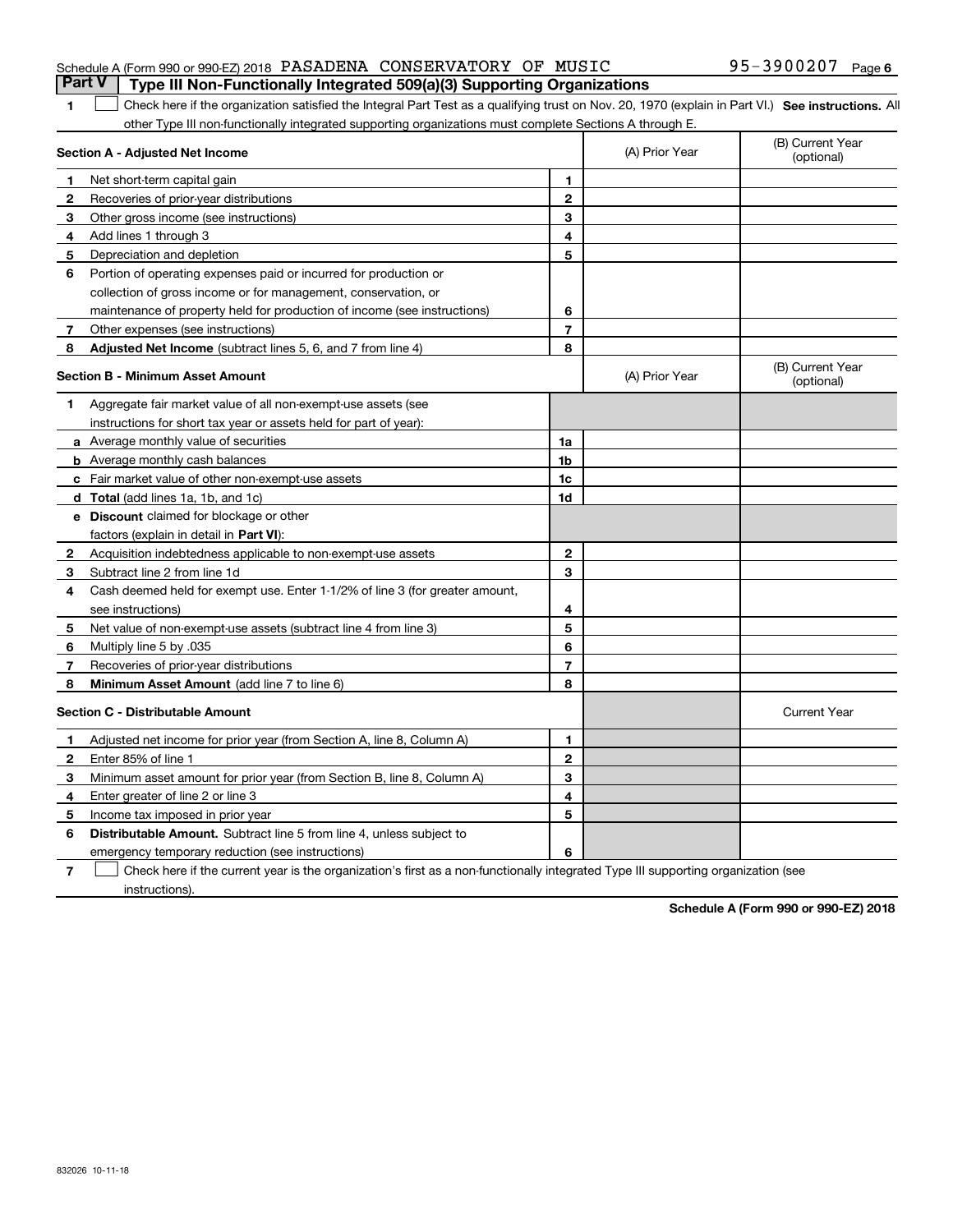Schedule A (Form 990 or 990-EZ) 2018 PASADENA CONSERVATORY OF MUSIC 95-3900207 Page 6

## Part V Type III Non-Functionally Integrated 509(a)(3) Supporting Organizations

1 ☐ Check here if the organization satisfied the Integral Part Test as a qualifying trust on Nov. 20, 1970 (explain in Part VI.) **See instructions.** All other Type III non-functionally integrated supporting organizations must complete Sections A through E.

| **Section A - Adjusted Net Income** | | | (A) Prior Year | (B) Current Year (optional) |
|---|---|---|---|---|
| 1 | Net short-term capital gain | 1 | | |
| 2 | Recoveries of prior-year distributions | 2 | | |
| 3 | Other gross income (see instructions) | 3 | | |
| 4 | Add lines 1 through 3 | 4 | | |
| 5 | Depreciation and depletion | 5 | | |
| 6 | Portion of operating expenses paid or incurred for production or collection of gross income or for management, conservation, or maintenance of property held for production of income (see instructions) | 6 | | |
| 7 | Other expenses (see instructions) | 7 | | |
| 8 | **Adjusted Net Income** (subtract lines 5, 6, and 7 from line 4) | 8 | | |

| **Section B - Minimum Asset Amount** | | | (A) Prior Year | (B) Current Year (optional) |
|---|---|---|---|---|
| 1 | Aggregate fair market value of all non-exempt-use assets (see instructions for short tax year or assets held for part of year): | | | |
| a | Average monthly value of securities | 1a | | |
| b | Average monthly cash balances | 1b | | |
| c | Fair market value of other non-exempt-use assets | 1c | | |
| d | **Total** (add lines 1a, 1b, and 1c) | 1d | | |
| e | **Discount** claimed for blockage or other factors (explain in detail in **Part VI**): | | | |
| 2 | Acquisition indebtedness applicable to non-exempt-use assets | 2 | | |
| 3 | Subtract line 2 from line 1d | 3 | | |
| 4 | Cash deemed held for exempt use. Enter 1-1/2% of line 3 (for greater amount, see instructions) | 4 | | |
| 5 | Net value of non-exempt-use assets (subtract line 4 from line 3) | 5 | | |
| 6 | Multiply line 5 by .035 | 6 | | |
| 7 | Recoveries of prior-year distributions | 7 | | |
| 8 | **Minimum Asset Amount** (add line 7 to line 6) | 8 | | |

| **Section C - Distributable Amount** | | | | Current Year |
|---|---|---|---|---|
| 1 | Adjusted net income for prior year (from Section A, line 8, Column A) | 1 | | |
| 2 | Enter 85% of line 1 | 2 | | |
| 3 | Minimum asset amount for prior year (from Section B, line 8, Column A) | 3 | | |
| 4 | Enter greater of line 2 or line 3 | 4 | | |
| 5 | Income tax imposed in prior year | 5 | | |
| 6 | **Distributable Amount.** Subtract line 5 from line 4, unless subject to emergency temporary reduction (see instructions) | 6 | | |

7 ☐ Check here if the current year is the organization's first as a non-functionally integrated Type III supporting organization (see instructions).

**Schedule A (Form 990 or 990-EZ) 2018**

832026 10-11-18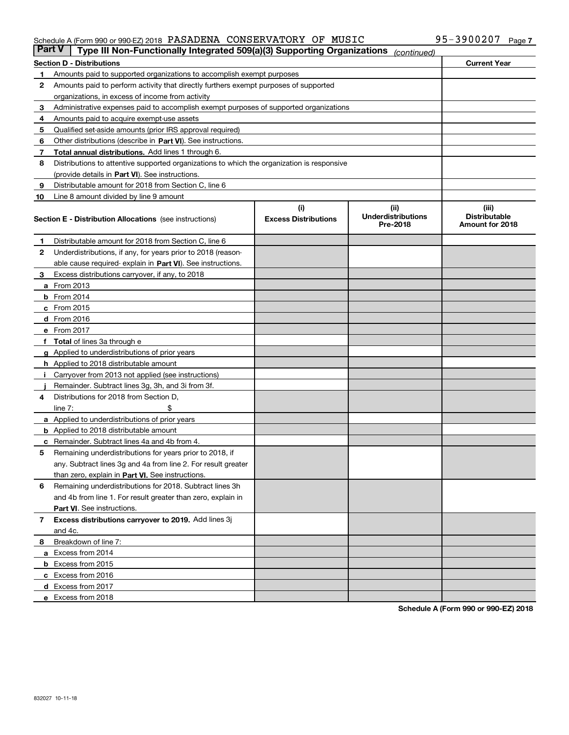Schedule A (Form 990 or 990-EZ) 2018 PASADENA CONSERVATORY OF MUSIC 95-3900207

## Part V Type III Non-Functionally Integrated 509(a)(3) Supporting Organizations *(continued)*

| Section D - Distributions | | Current Year |
|---|---|---|
| 1 | Amounts paid to supported organizations to accomplish exempt purposes | |
| 2 | Amounts paid to perform activity that directly furthers exempt purposes of supported organizations, in excess of income from activity | |
| 3 | Administrative expenses paid to accomplish exempt purposes of supported organizations | |
| 4 | Amounts paid to acquire exempt-use assets | |
| 5 | Qualified set-aside amounts (prior IRS approval required) | |
| 6 | Other distributions (describe in **Part VI**). See instructions. | |
| 7 | **Total annual distributions.** Add lines 1 through 6. | |
| 8 | Distributions to attentive supported organizations to which the organization is responsive (provide details in **Part VI**). See instructions. | |
| 9 | Distributable amount for 2018 from Section C, line 6 | |
| 10 | Line 8 amount divided by line 9 amount | |

| Section E - Distribution Allocations (see instructions) | | (i) Excess Distributions | (ii) Underdistributions Pre-2018 | (iii) Distributable Amount for 2018 |
|---|---|---|---|---|
| 1 | Distributable amount for 2018 from Section C, line 6 | | | |
| 2 | Underdistributions, if any, for years prior to 2018 (reasonable cause required- explain in **Part VI**). See instructions. | | | |
| 3 | Excess distributions carryover, if any, to 2018 | | | |
| a | From 2013 | | | |
| b | From 2014 | | | |
| c | From 2015 | | | |
| d | From 2016 | | | |
| e | From 2017 | | | |
| f | **Total** of lines 3a through e | | | |
| g | Applied to underdistributions of prior years | | | |
| h | Applied to 2018 distributable amount | | | |
| i | Carryover from 2013 not applied (see instructions) | | | |
| j | Remainder. Subtract lines 3g, 3h, and 3i from 3f. | | | |
| 4 | Distributions for 2018 from Section D, line 7: $ | | | |
| a | Applied to underdistributions of prior years | | | |
| b | Applied to 2018 distributable amount | | | |
| c | Remainder. Subtract lines 4a and 4b from 4. | | | |
| 5 | Remaining underdistributions for years prior to 2018, if any. Subtract lines 3g and 4a from line 2. For result greater than zero, explain in **Part VI.** See instructions. | | | |
| 6 | Remaining underdistributions for 2018. Subtract lines 3h and 4b from line 1. For result greater than zero, explain in **Part VI**. See instructions. | | | |
| 7 | **Excess distributions carryover to 2019.** Add lines 3j and 4c. | | | |
| 8 | Breakdown of line 7: | | | |
| a | Excess from 2014 | | | |
| b | Excess from 2015 | | | |
| c | Excess from 2016 | | | |
| d | Excess from 2017 | | | |
| e | Excess from 2018 | | | |

**Schedule A (Form 990 or 990-EZ) 2018**

832027 10-11-18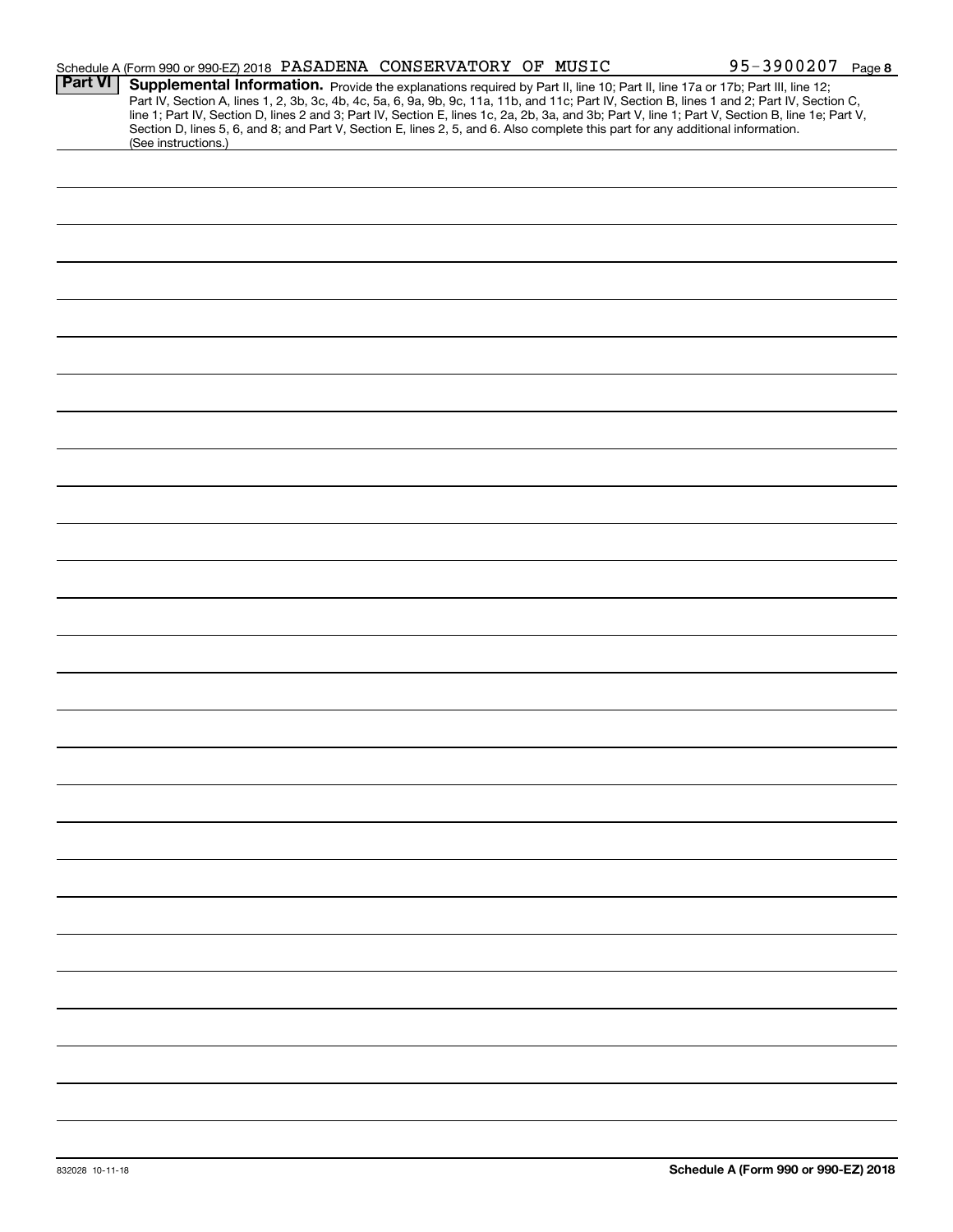Schedule A (Form 990 or 990-EZ) 2018 PASADENA CONSERVATORY OF MUSIC 95-3900207 Page **8**

**Part VI** **Supplemental Information.** Provide the explanations required by Part II, line 10; Part II, line 17a or 17b; Part III, line 12; Part IV, Section A, lines 1, 2, 3b, 3c, 4b, 4c, 5a, 6, 9a, 9b, 9c, 11a, 11b, and 11c; Part IV, Section B, lines 1 and 2; Part IV, Section C, line 1; Part IV, Section D, lines 2 and 3; Part IV, Section E, lines 1c, 2a, 2b, 3a, and 3b; Part V, line 1; Part V, Section B, line 1e; Part V, Section D, lines 5, 6, and 8; and Part V, Section E, lines 2, 5, and 6. Also complete this part for any additional information. (See instructions.)

832028 10-11-18

**Schedule A (Form 990 or 990-EZ) 2018**